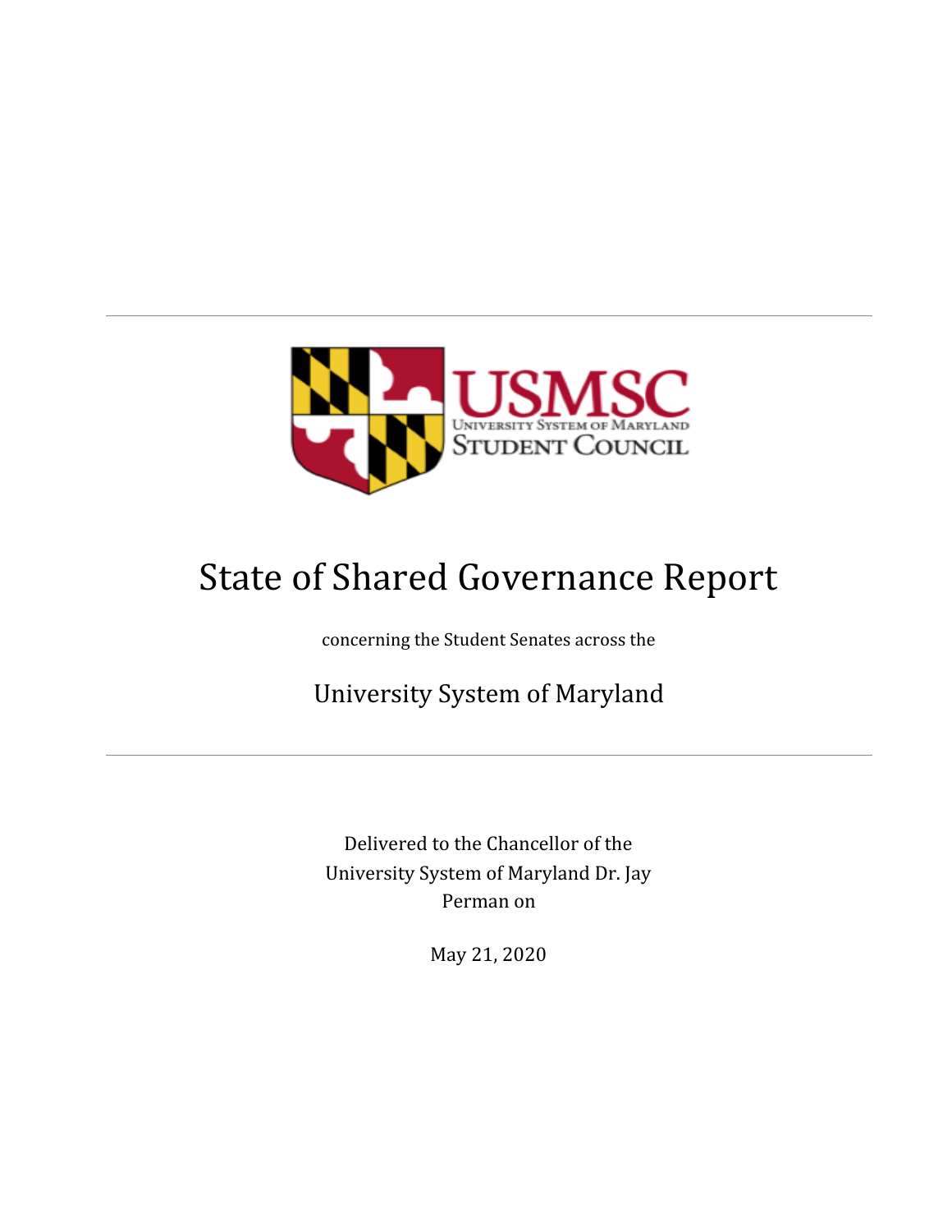USMSC

University System of Maryland Student Council

# State of Shared Governance Report

concerning the Student Senates across the

## University System of Maryland

Delivered to the Chancellor of the University System of Maryland Dr. Jay Perman on

May 21, 2020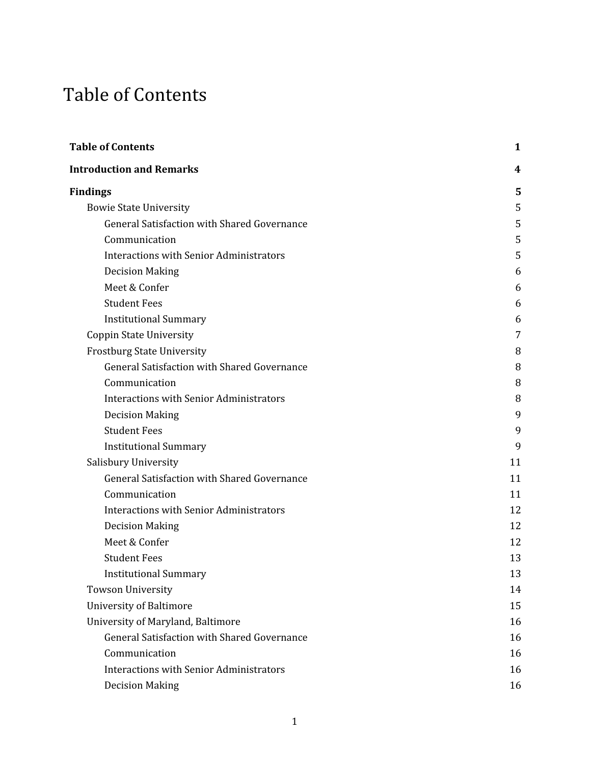# Table of Contents

| | |
|---|---|
| **Table of Contents** | **1** |
| **Introduction and Remarks** | **4** |
| **Findings** | **5** |
| Bowie State University | 5 |
| General Satisfaction with Shared Governance | 5 |
| Communication | 5 |
| Interactions with Senior Administrators | 5 |
| Decision Making | 6 |
| Meet & Confer | 6 |
| Student Fees | 6 |
| Institutional Summary | 6 |
| Coppin State University | 7 |
| Frostburg State University | 8 |
| General Satisfaction with Shared Governance | 8 |
| Communication | 8 |
| Interactions with Senior Administrators | 8 |
| Decision Making | 9 |
| Student Fees | 9 |
| Institutional Summary | 9 |
| Salisbury University | 11 |
| General Satisfaction with Shared Governance | 11 |
| Communication | 11 |
| Interactions with Senior Administrators | 12 |
| Decision Making | 12 |
| Meet & Confer | 12 |
| Student Fees | 13 |
| Institutional Summary | 13 |
| Towson University | 14 |
| University of Baltimore | 15 |
| University of Maryland, Baltimore | 16 |
| General Satisfaction with Shared Governance | 16 |
| Communication | 16 |
| Interactions with Senior Administrators | 16 |
| Decision Making | 16 |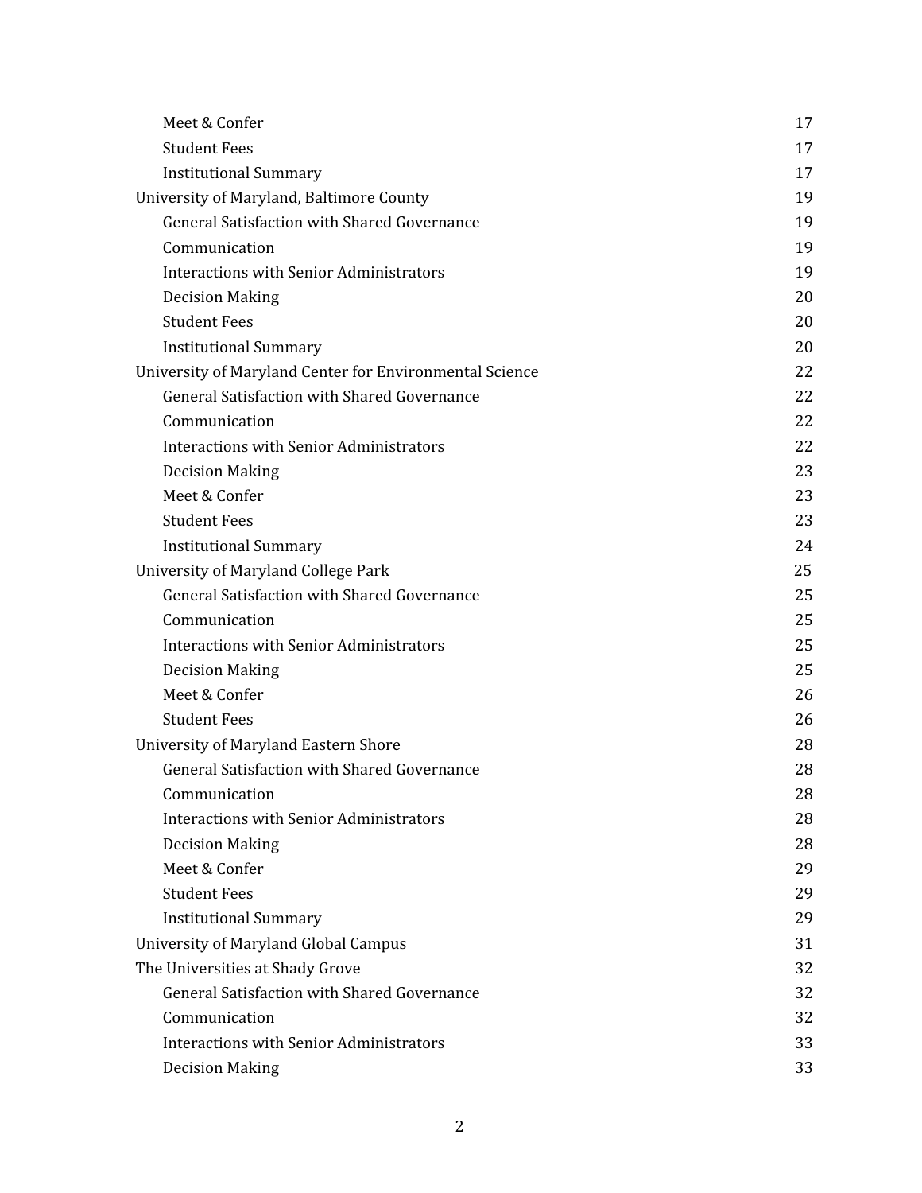| | |
|---|---|
| Meet & Confer | 17 |
| Student Fees | 17 |
| Institutional Summary | 17 |
| University of Maryland, Baltimore County | 19 |
| General Satisfaction with Shared Governance | 19 |
| Communication | 19 |
| Interactions with Senior Administrators | 19 |
| Decision Making | 20 |
| Student Fees | 20 |
| Institutional Summary | 20 |
| University of Maryland Center for Environmental Science | 22 |
| General Satisfaction with Shared Governance | 22 |
| Communication | 22 |
| Interactions with Senior Administrators | 22 |
| Decision Making | 23 |
| Meet & Confer | 23 |
| Student Fees | 23 |
| Institutional Summary | 24 |
| University of Maryland College Park | 25 |
| General Satisfaction with Shared Governance | 25 |
| Communication | 25 |
| Interactions with Senior Administrators | 25 |
| Decision Making | 25 |
| Meet & Confer | 26 |
| Student Fees | 26 |
| University of Maryland Eastern Shore | 28 |
| General Satisfaction with Shared Governance | 28 |
| Communication | 28 |
| Interactions with Senior Administrators | 28 |
| Decision Making | 28 |
| Meet & Confer | 29 |
| Student Fees | 29 |
| Institutional Summary | 29 |
| University of Maryland Global Campus | 31 |
| The Universities at Shady Grove | 32 |
| General Satisfaction with Shared Governance | 32 |
| Communication | 32 |
| Interactions with Senior Administrators | 33 |
| Decision Making | 33 |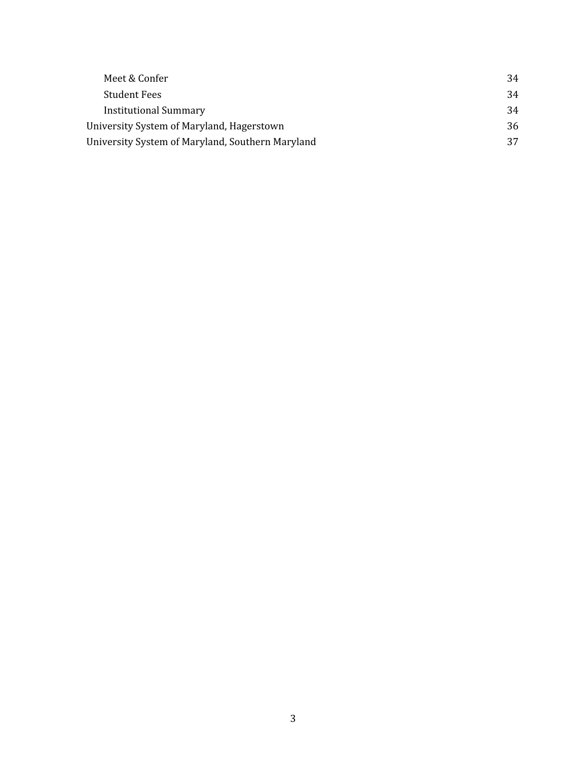| | |
|---|---|
| Meet & Confer | 34 |
| Student Fees | 34 |
| Institutional Summary | 34 |
| University System of Maryland, Hagerstown | 36 |
| University System of Maryland, Southern Maryland | 37 |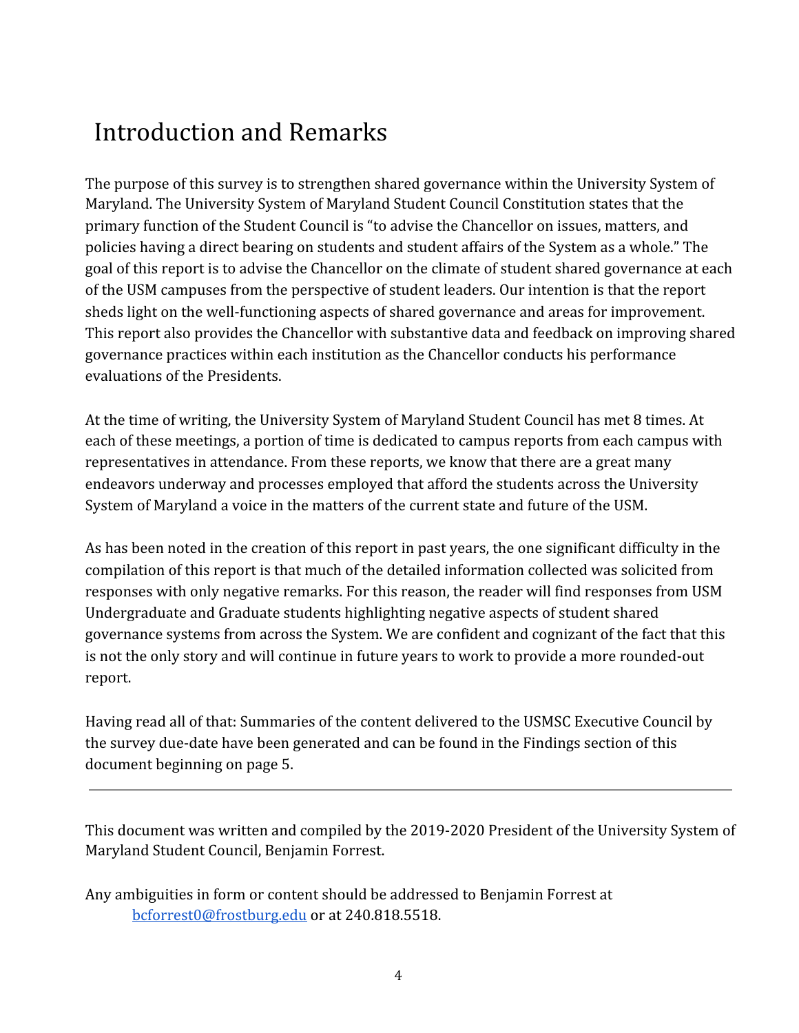# Introduction and Remarks

The purpose of this survey is to strengthen shared governance within the University System of Maryland. The University System of Maryland Student Council Constitution states that the primary function of the Student Council is "to advise the Chancellor on issues, matters, and policies having a direct bearing on students and student affairs of the System as a whole." The goal of this report is to advise the Chancellor on the climate of student shared governance at each of the USM campuses from the perspective of student leaders. Our intention is that the report sheds light on the well-functioning aspects of shared governance and areas for improvement. This report also provides the Chancellor with substantive data and feedback on improving shared governance practices within each institution as the Chancellor conducts his performance evaluations of the Presidents.

At the time of writing, the University System of Maryland Student Council has met 8 times. At each of these meetings, a portion of time is dedicated to campus reports from each campus with representatives in attendance. From these reports, we know that there are a great many endeavors underway and processes employed that afford the students across the University System of Maryland a voice in the matters of the current state and future of the USM.

As has been noted in the creation of this report in past years, the one significant difficulty in the compilation of this report is that much of the detailed information collected was solicited from responses with only negative remarks. For this reason, the reader will find responses from USM Undergraduate and Graduate students highlighting negative aspects of student shared governance systems from across the System. We are confident and cognizant of the fact that this is not the only story and will continue in future years to work to provide a more rounded-out report.

Having read all of that: Summaries of the content delivered to the USMSC Executive Council by the survey due-date have been generated and can be found in the Findings section of this document beginning on page 5.

---

This document was written and compiled by the 2019-2020 President of the University System of Maryland Student Council, Benjamin Forrest.

Any ambiguities in form or content should be addressed to Benjamin Forrest at bcforrest0@frostburg.edu or at 240.818.5518.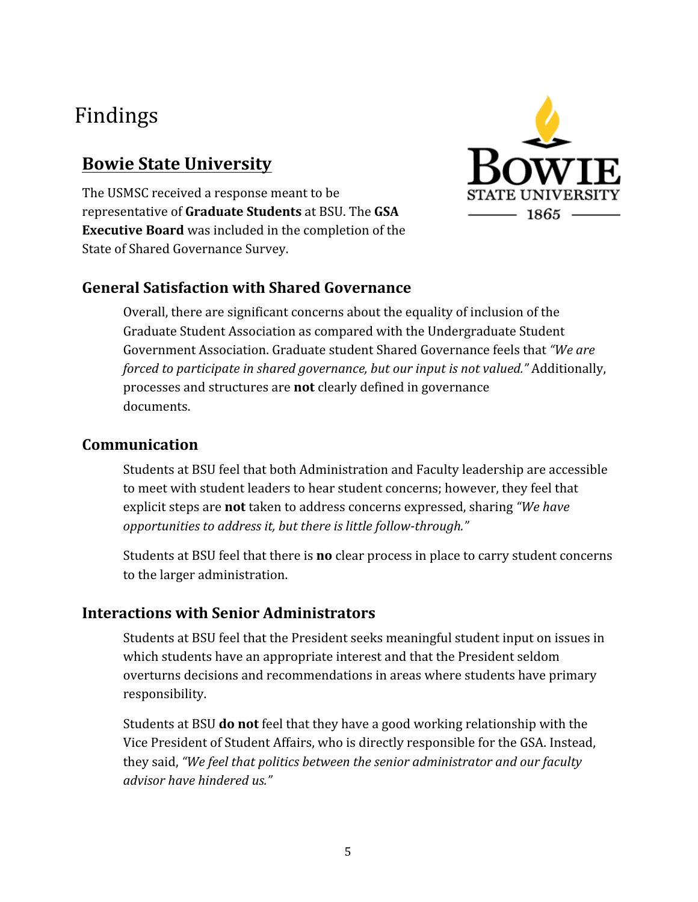# Findings

## Bowie State University

The USMSC received a response meant to be representative of **Graduate Students** at BSU. The **GSA Executive Board** was included in the completion of the State of Shared Governance Survey.

### General Satisfaction with Shared Governance

Overall, there are significant concerns about the equality of inclusion of the Graduate Student Association as compared with the Undergraduate Student Government Association. Graduate student Shared Governance feels that *"We are forced to participate in shared governance, but our input is not valued."* Additionally, processes and structures are **not** clearly defined in governance documents.

### Communication

Students at BSU feel that both Administration and Faculty leadership are accessible to meet with student leaders to hear student concerns; however, they feel that explicit steps are **not** taken to address concerns expressed, sharing *"We have opportunities to address it, but there is little follow-through."*

Students at BSU feel that there is **no** clear process in place to carry student concerns to the larger administration.

### Interactions with Senior Administrators

Students at BSU feel that the President seeks meaningful student input on issues in which students have an appropriate interest and that the President seldom overturns decisions and recommendations in areas where students have primary responsibility.

Students at BSU **do not** feel that they have a good working relationship with the Vice President of Student Affairs, who is directly responsible for the GSA. Instead, they said, *"We feel that politics between the senior administrator and our faculty advisor have hindered us."*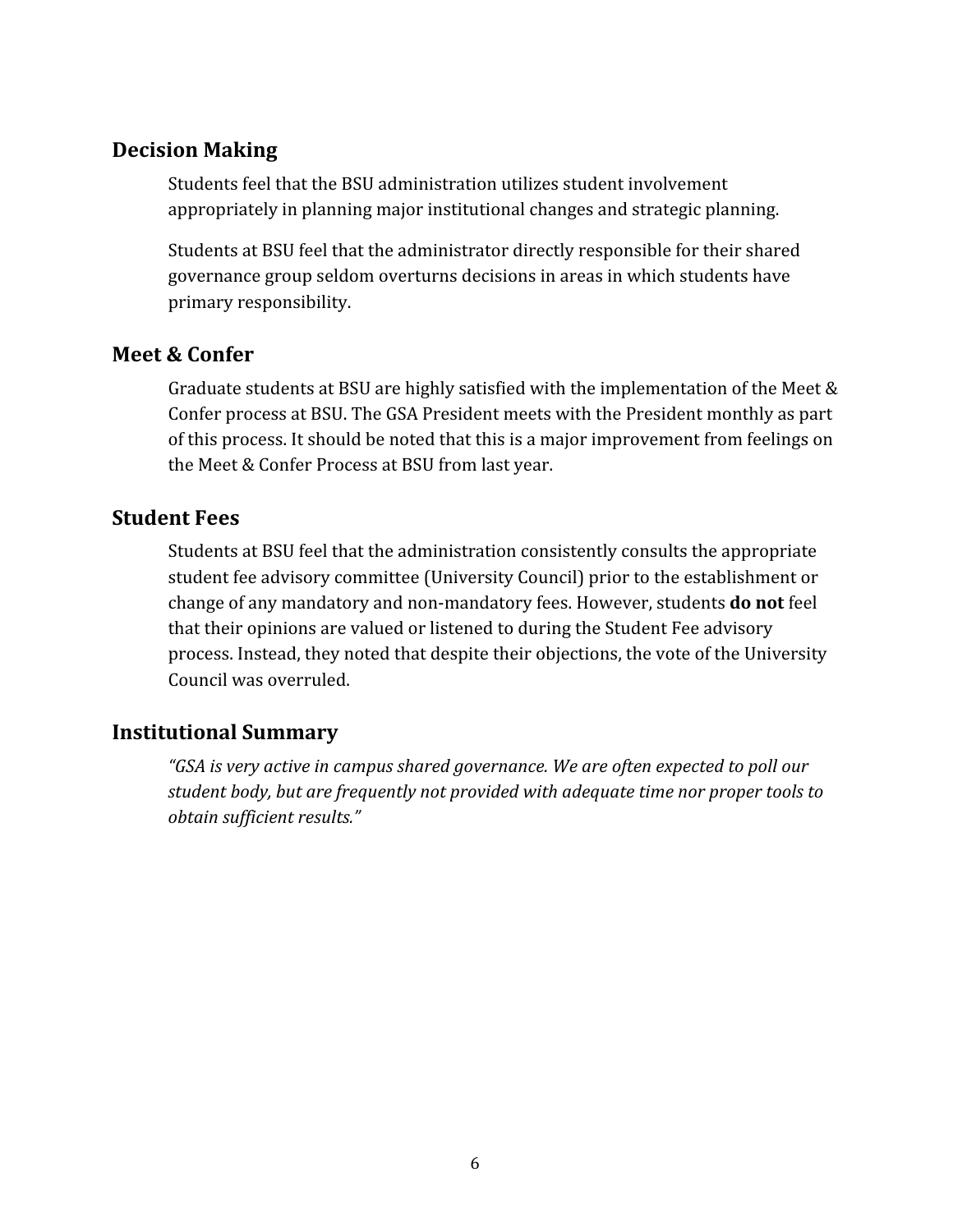## Decision Making

Students feel that the BSU administration utilizes student involvement appropriately in planning major institutional changes and strategic planning.

Students at BSU feel that the administrator directly responsible for their shared governance group seldom overturns decisions in areas in which students have primary responsibility.

## Meet & Confer

Graduate students at BSU are highly satisfied with the implementation of the Meet & Confer process at BSU. The GSA President meets with the President monthly as part of this process. It should be noted that this is a major improvement from feelings on the Meet & Confer Process at BSU from last year.

## Student Fees

Students at BSU feel that the administration consistently consults the appropriate student fee advisory committee (University Council) prior to the establishment or change of any mandatory and non-mandatory fees. However, students **do not** feel that their opinions are valued or listened to during the Student Fee advisory process. Instead, they noted that despite their objections, the vote of the University Council was overruled.

## Institutional Summary

*"GSA is very active in campus shared governance. We are often expected to poll our student body, but are frequently not provided with adequate time nor proper tools to obtain sufficient results."*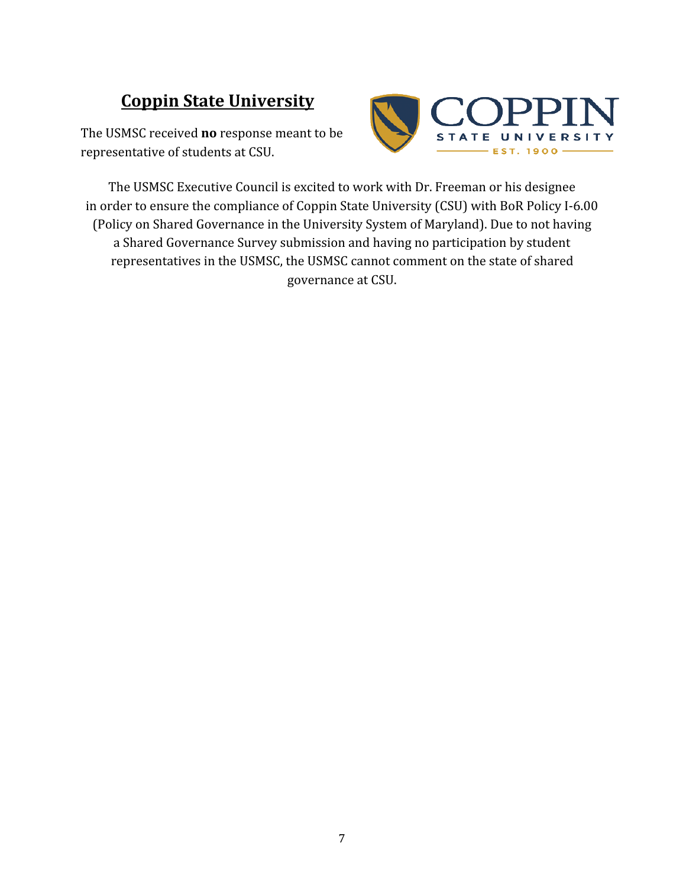## Coppin State University

The USMSC received **no** response meant to be representative of students at CSU.

The USMSC Executive Council is excited to work with Dr. Freeman or his designee in order to ensure the compliance of Coppin State University (CSU) with BoR Policy I-6.00 (Policy on Shared Governance in the University System of Maryland). Due to not having a Shared Governance Survey submission and having no participation by student representatives in the USMSC, the USMSC cannot comment on the state of shared governance at CSU.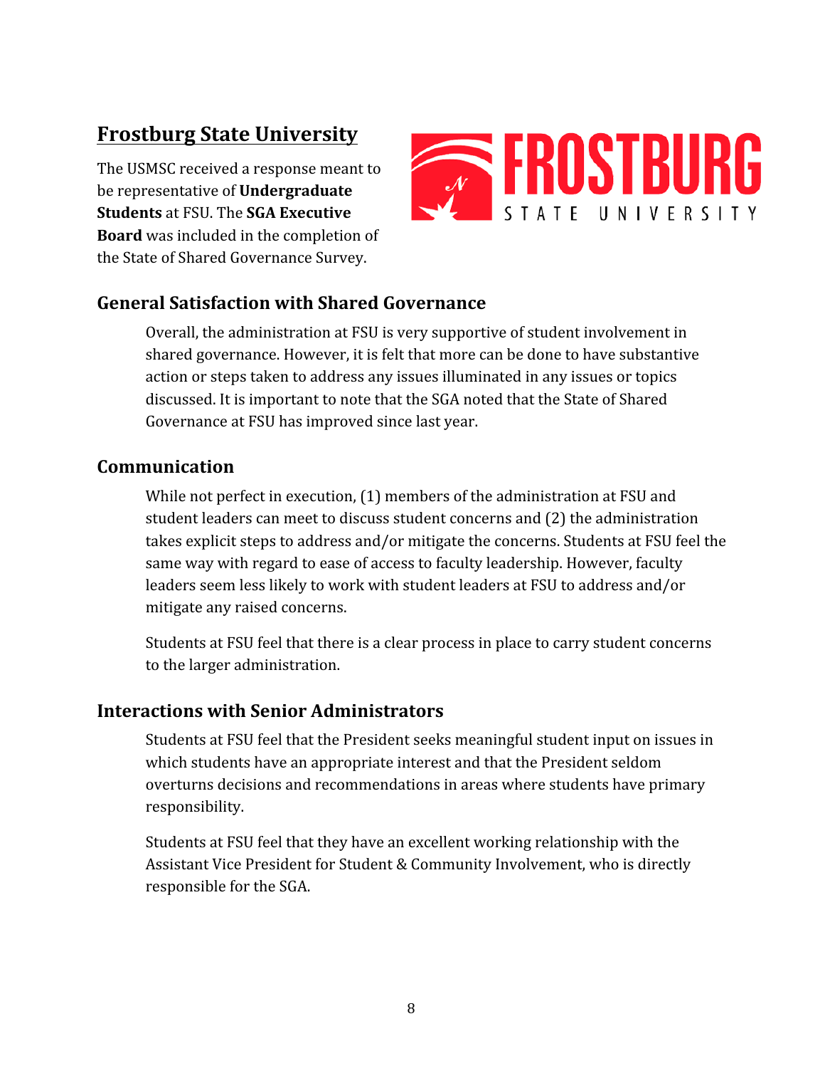## Frostburg State University

The USMSC received a response meant to be representative of **Undergraduate Students** at FSU. The **SGA Executive Board** was included in the completion of the State of Shared Governance Survey.

### General Satisfaction with Shared Governance

Overall, the administration at FSU is very supportive of student involvement in shared governance. However, it is felt that more can be done to have substantive action or steps taken to address any issues illuminated in any issues or topics discussed. It is important to note that the SGA noted that the State of Shared Governance at FSU has improved since last year.

### Communication

While not perfect in execution, (1) members of the administration at FSU and student leaders can meet to discuss student concerns and (2) the administration takes explicit steps to address and/or mitigate the concerns. Students at FSU feel the same way with regard to ease of access to faculty leadership. However, faculty leaders seem less likely to work with student leaders at FSU to address and/or mitigate any raised concerns.

Students at FSU feel that there is a clear process in place to carry student concerns to the larger administration.

### Interactions with Senior Administrators

Students at FSU feel that the President seeks meaningful student input on issues in which students have an appropriate interest and that the President seldom overturns decisions and recommendations in areas where students have primary responsibility.

Students at FSU feel that they have an excellent working relationship with the Assistant Vice President for Student & Community Involvement, who is directly responsible for the SGA.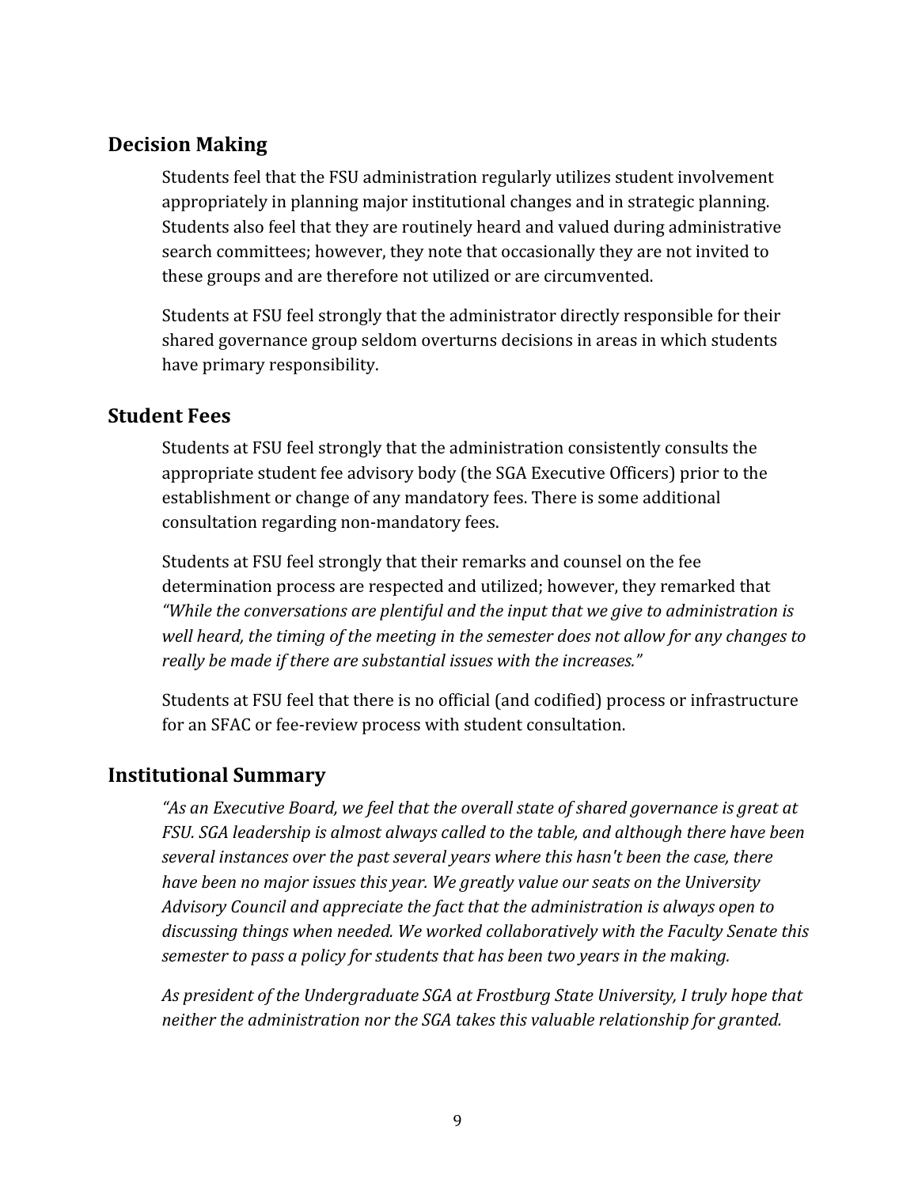## Decision Making

Students feel that the FSU administration regularly utilizes student involvement appropriately in planning major institutional changes and in strategic planning. Students also feel that they are routinely heard and valued during administrative search committees; however, they note that occasionally they are not invited to these groups and are therefore not utilized or are circumvented.

Students at FSU feel strongly that the administrator directly responsible for their shared governance group seldom overturns decisions in areas in which students have primary responsibility.

## Student Fees

Students at FSU feel strongly that the administration consistently consults the appropriate student fee advisory body (the SGA Executive Officers) prior to the establishment or change of any mandatory fees. There is some additional consultation regarding non-mandatory fees.

Students at FSU feel strongly that their remarks and counsel on the fee determination process are respected and utilized; however, they remarked that *"While the conversations are plentiful and the input that we give to administration is well heard, the timing of the meeting in the semester does not allow for any changes to really be made if there are substantial issues with the increases."*

Students at FSU feel that there is no official (and codified) process or infrastructure for an SFAC or fee-review process with student consultation.

## Institutional Summary

*"As an Executive Board, we feel that the overall state of shared governance is great at FSU. SGA leadership is almost always called to the table, and although there have been several instances over the past several years where this hasn't been the case, there have been no major issues this year. We greatly value our seats on the University Advisory Council and appreciate the fact that the administration is always open to discussing things when needed. We worked collaboratively with the Faculty Senate this semester to pass a policy for students that has been two years in the making.*

*As president of the Undergraduate SGA at Frostburg State University, I truly hope that neither the administration nor the SGA takes this valuable relationship for granted.*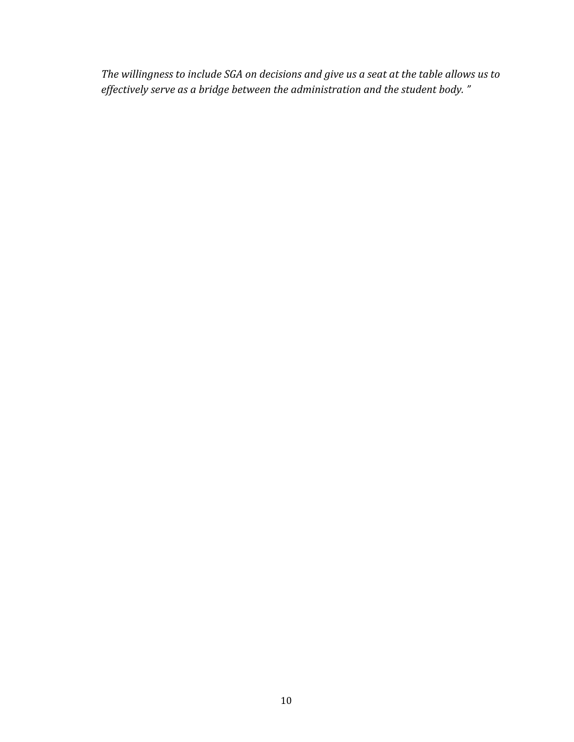*The willingness to include SGA on decisions and give us a seat at the table allows us to effectively serve as a bridge between the administration and the student body. "*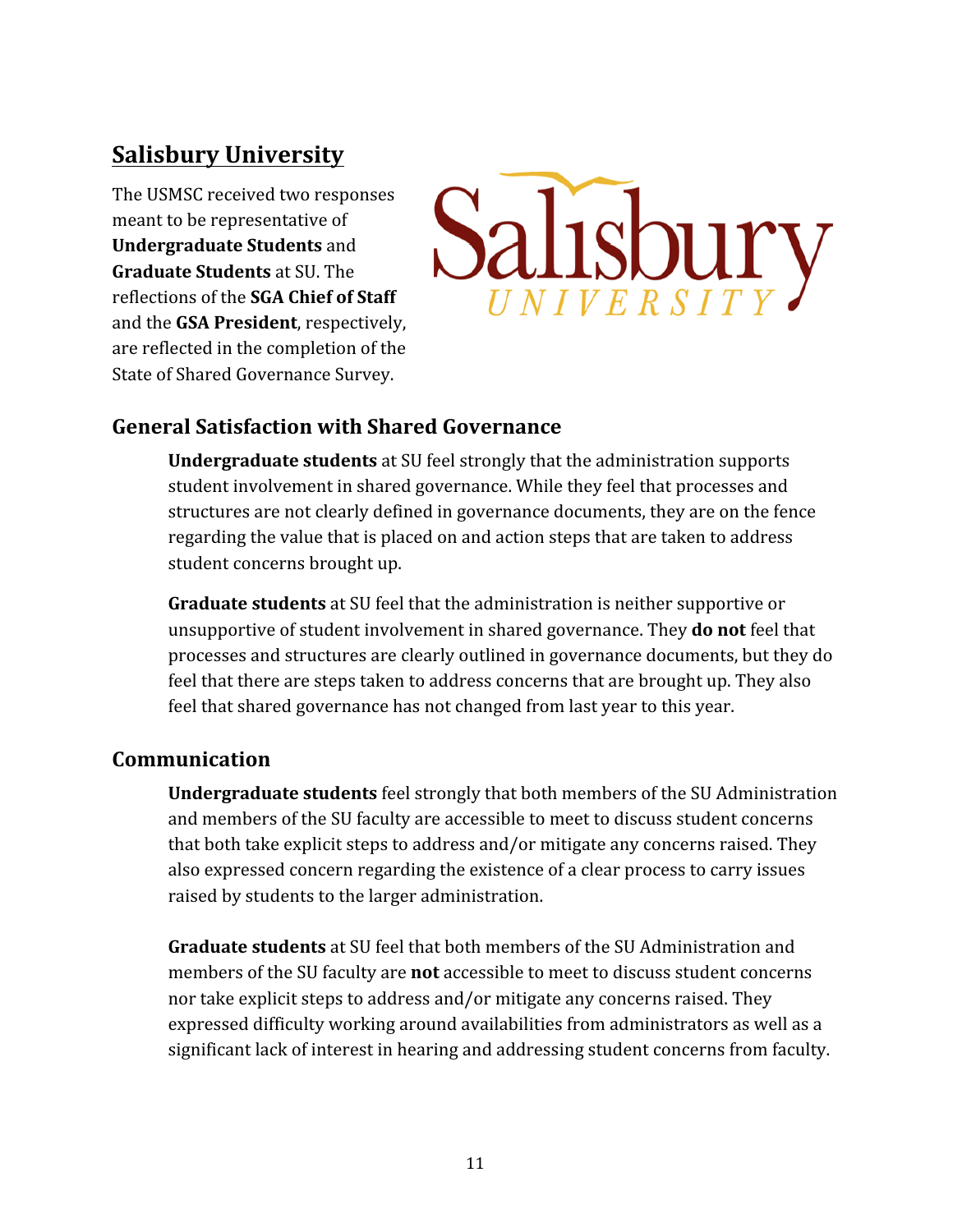## Salisbury University

The USMSC received two responses meant to be representative of **Undergraduate Students** and **Graduate Students** at SU. The reflections of the **SGA Chief of Staff** and the **GSA President**, respectively, are reflected in the completion of the State of Shared Governance Survey.

### General Satisfaction with Shared Governance

**Undergraduate students** at SU feel strongly that the administration supports student involvement in shared governance. While they feel that processes and structures are not clearly defined in governance documents, they are on the fence regarding the value that is placed on and action steps that are taken to address student concerns brought up.

**Graduate students** at SU feel that the administration is neither supportive or unsupportive of student involvement in shared governance. They **do not** feel that processes and structures are clearly outlined in governance documents, but they do feel that there are steps taken to address concerns that are brought up. They also feel that shared governance has not changed from last year to this year.

### Communication

**Undergraduate students** feel strongly that both members of the SU Administration and members of the SU faculty are accessible to meet to discuss student concerns that both take explicit steps to address and/or mitigate any concerns raised. They also expressed concern regarding the existence of a clear process to carry issues raised by students to the larger administration.

**Graduate students** at SU feel that both members of the SU Administration and members of the SU faculty are **not** accessible to meet to discuss student concerns nor take explicit steps to address and/or mitigate any concerns raised. They expressed difficulty working around availabilities from administrators as well as a significant lack of interest in hearing and addressing student concerns from faculty.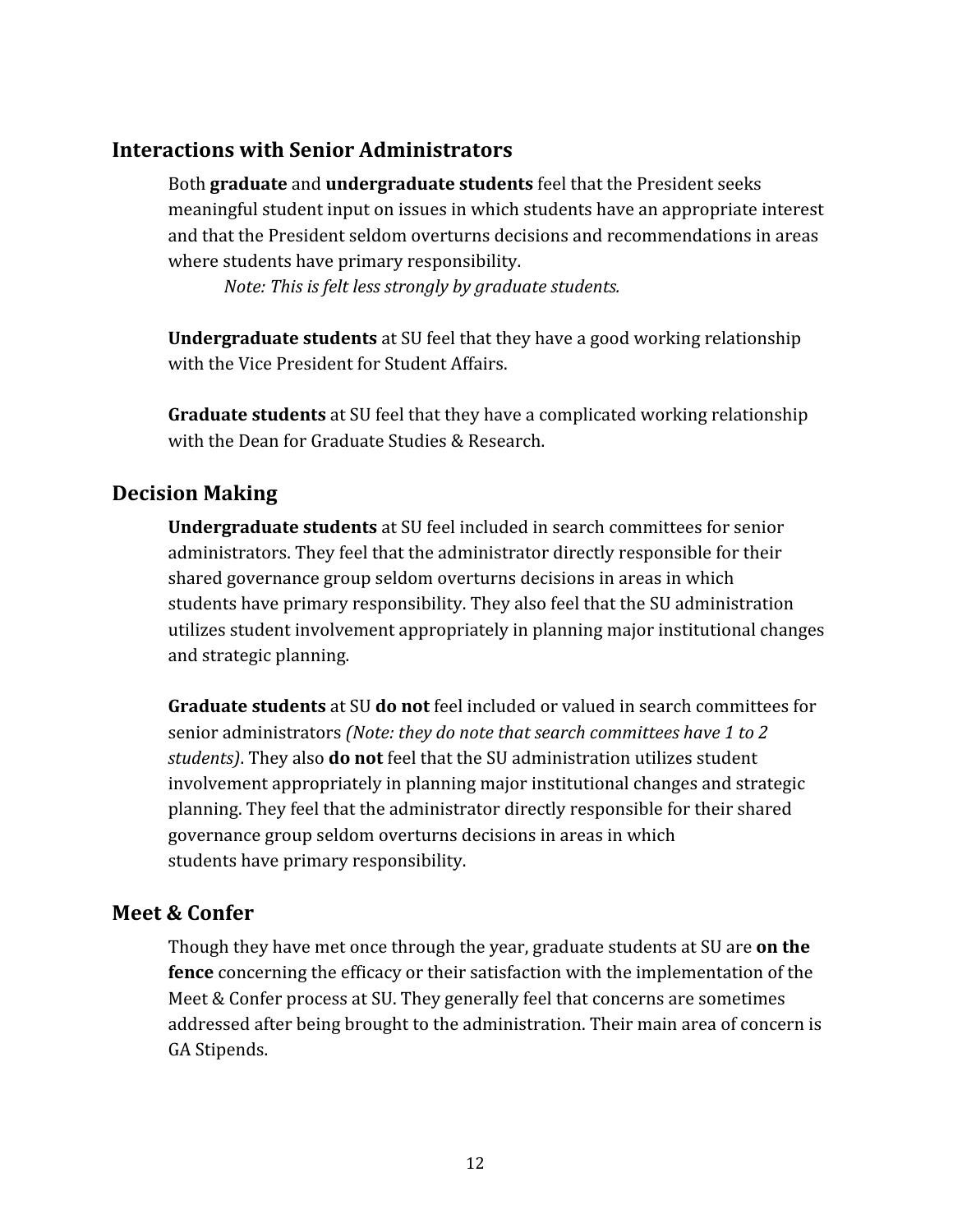## Interactions with Senior Administrators

Both **graduate** and **undergraduate students** feel that the President seeks meaningful student input on issues in which students have an appropriate interest and that the President seldom overturns decisions and recommendations in areas where students have primary responsibility.

*Note: This is felt less strongly by graduate students.*

**Undergraduate students** at SU feel that they have a good working relationship with the Vice President for Student Affairs.

**Graduate students** at SU feel that they have a complicated working relationship with the Dean for Graduate Studies & Research.

## Decision Making

**Undergraduate students** at SU feel included in search committees for senior administrators. They feel that the administrator directly responsible for their shared governance group seldom overturns decisions in areas in which students have primary responsibility. They also feel that the SU administration utilizes student involvement appropriately in planning major institutional changes and strategic planning.

**Graduate students** at SU **do not** feel included or valued in search committees for senior administrators *(Note: they do note that search committees have 1 to 2 students)*. They also **do not** feel that the SU administration utilizes student involvement appropriately in planning major institutional changes and strategic planning. They feel that the administrator directly responsible for their shared governance group seldom overturns decisions in areas in which students have primary responsibility.

## Meet & Confer

Though they have met once through the year, graduate students at SU are **on the fence** concerning the efficacy or their satisfaction with the implementation of the Meet & Confer process at SU. They generally feel that concerns are sometimes addressed after being brought to the administration. Their main area of concern is GA Stipends.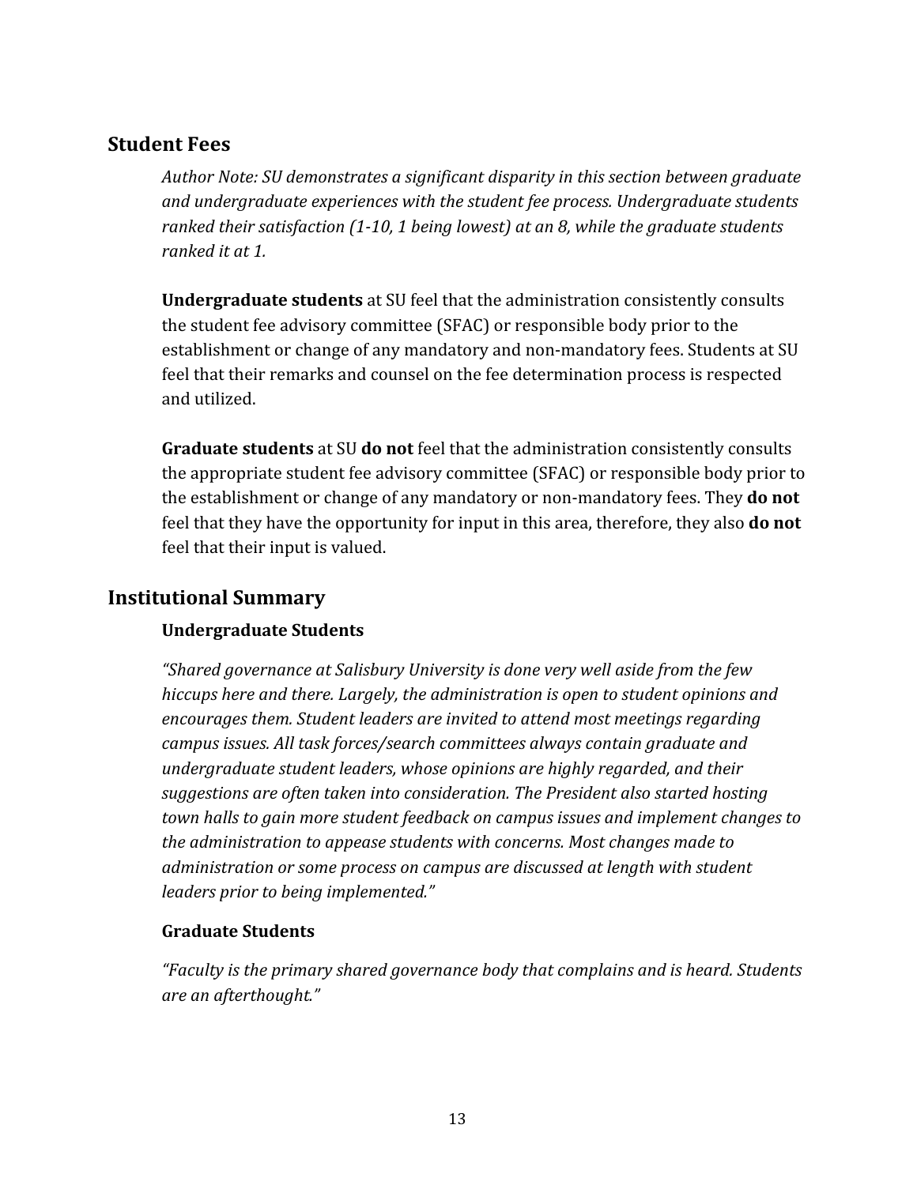## Student Fees

*Author Note: SU demonstrates a significant disparity in this section between graduate and undergraduate experiences with the student fee process. Undergraduate students ranked their satisfaction (1-10, 1 being lowest) at an 8, while the graduate students ranked it at 1.*

**Undergraduate students** at SU feel that the administration consistently consults the student fee advisory committee (SFAC) or responsible body prior to the establishment or change of any mandatory and non-mandatory fees. Students at SU feel that their remarks and counsel on the fee determination process is respected and utilized.

**Graduate students** at SU **do not** feel that the administration consistently consults the appropriate student fee advisory committee (SFAC) or responsible body prior to the establishment or change of any mandatory or non-mandatory fees. They **do not** feel that they have the opportunity for input in this area, therefore, they also **do not** feel that their input is valued.

## Institutional Summary

### Undergraduate Students

*"Shared governance at Salisbury University is done very well aside from the few hiccups here and there. Largely, the administration is open to student opinions and encourages them. Student leaders are invited to attend most meetings regarding campus issues. All task forces/search committees always contain graduate and undergraduate student leaders, whose opinions are highly regarded, and their suggestions are often taken into consideration. The President also started hosting town halls to gain more student feedback on campus issues and implement changes to the administration to appease students with concerns. Most changes made to administration or some process on campus are discussed at length with student leaders prior to being implemented."*

### Graduate Students

*"Faculty is the primary shared governance body that complains and is heard. Students are an afterthought."*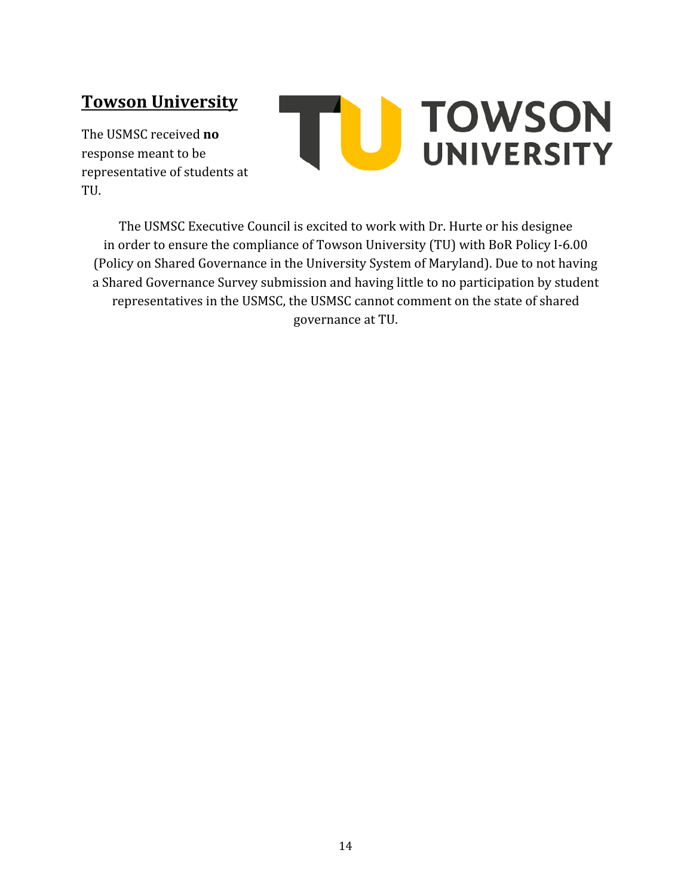## Towson University

The USMSC received **no** response meant to be representative of students at TU.

The USMSC Executive Council is excited to work with Dr. Hurte or his designee in order to ensure the compliance of Towson University (TU) with BoR Policy I-6.00 (Policy on Shared Governance in the University System of Maryland). Due to not having a Shared Governance Survey submission and having little to no participation by student representatives in the USMSC, the USMSC cannot comment on the state of shared governance at TU.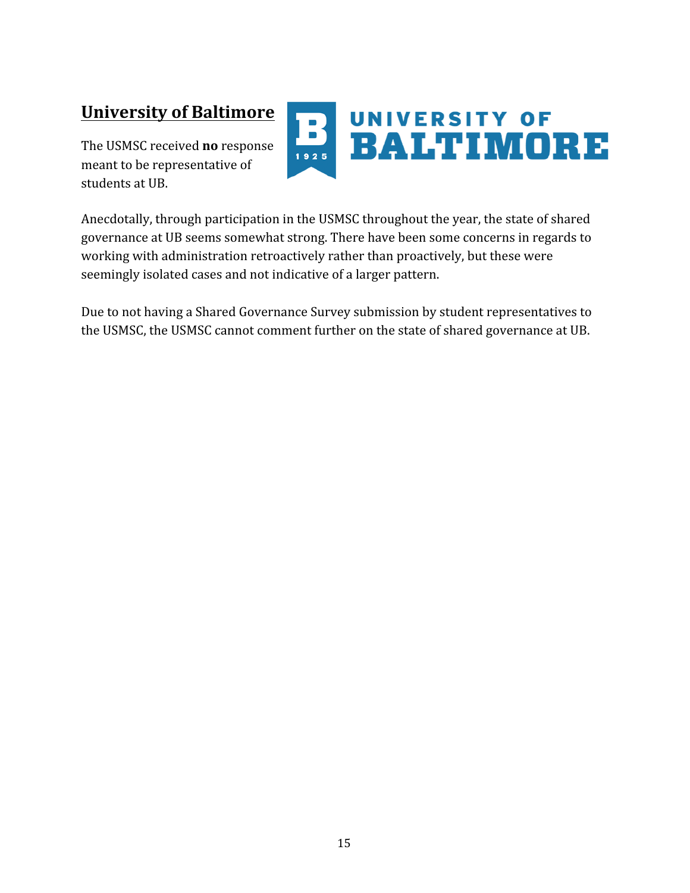## University of Baltimore

The USMSC received **no** response meant to be representative of students at UB.

Anecdotally, through participation in the USMSC throughout the year, the state of shared governance at UB seems somewhat strong. There have been some concerns in regards to working with administration retroactively rather than proactively, but these were seemingly isolated cases and not indicative of a larger pattern.

Due to not having a Shared Governance Survey submission by student representatives to the USMSC, the USMSC cannot comment further on the state of shared governance at UB.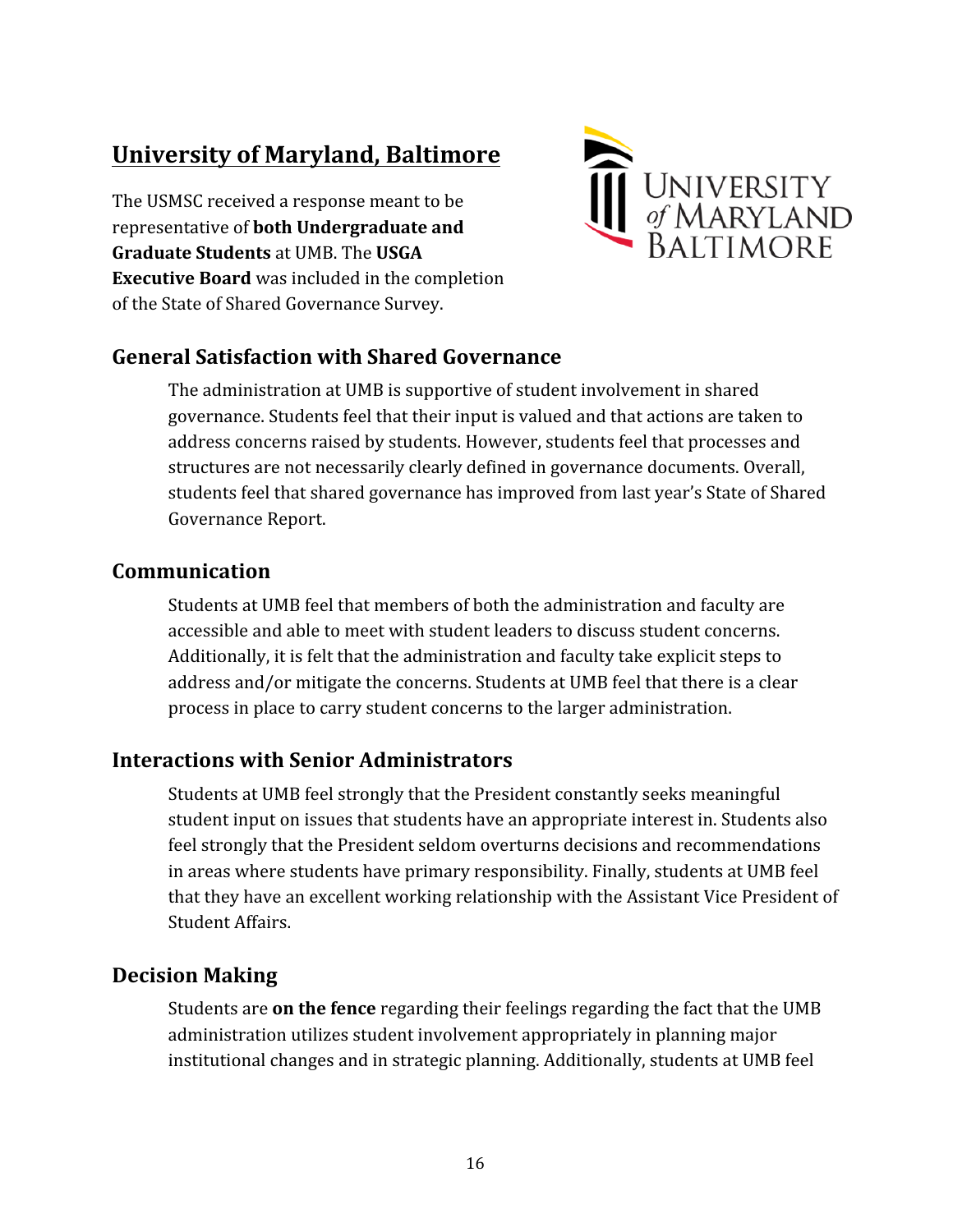## University of Maryland, Baltimore

The USMSC received a response meant to be representative of **both Undergraduate and Graduate Students** at UMB. The **USGA Executive Board** was included in the completion of the State of Shared Governance Survey.

### General Satisfaction with Shared Governance

The administration at UMB is supportive of student involvement in shared governance. Students feel that their input is valued and that actions are taken to address concerns raised by students. However, students feel that processes and structures are not necessarily clearly defined in governance documents. Overall, students feel that shared governance has improved from last year's State of Shared Governance Report.

### Communication

Students at UMB feel that members of both the administration and faculty are accessible and able to meet with student leaders to discuss student concerns. Additionally, it is felt that the administration and faculty take explicit steps to address and/or mitigate the concerns. Students at UMB feel that there is a clear process in place to carry student concerns to the larger administration.

### Interactions with Senior Administrators

Students at UMB feel strongly that the President constantly seeks meaningful student input on issues that students have an appropriate interest in. Students also feel strongly that the President seldom overturns decisions and recommendations in areas where students have primary responsibility. Finally, students at UMB feel that they have an excellent working relationship with the Assistant Vice President of Student Affairs.

### Decision Making

Students are **on the fence** regarding their feelings regarding the fact that the UMB administration utilizes student involvement appropriately in planning major institutional changes and in strategic planning. Additionally, students at UMB feel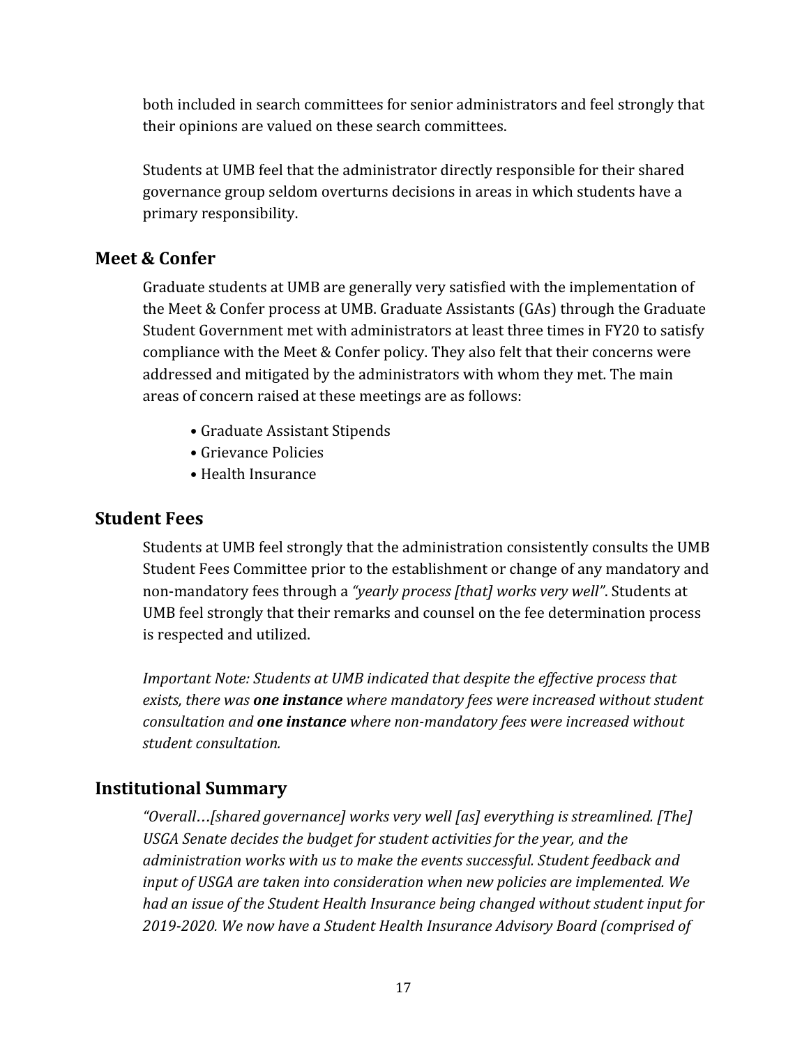both included in search committees for senior administrators and feel strongly that their opinions are valued on these search committees.

Students at UMB feel that the administrator directly responsible for their shared governance group seldom overturns decisions in areas in which students have a primary responsibility.

## Meet & Confer

Graduate students at UMB are generally very satisfied with the implementation of the Meet & Confer process at UMB. Graduate Assistants (GAs) through the Graduate Student Government met with administrators at least three times in FY20 to satisfy compliance with the Meet & Confer policy. They also felt that their concerns were addressed and mitigated by the administrators with whom they met. The main areas of concern raised at these meetings are as follows:

- Graduate Assistant Stipends
- Grievance Policies
- Health Insurance

## Student Fees

Students at UMB feel strongly that the administration consistently consults the UMB Student Fees Committee prior to the establishment or change of any mandatory and non-mandatory fees through a *"yearly process [that] works very well"*. Students at UMB feel strongly that their remarks and counsel on the fee determination process is respected and utilized.

*Important Note: Students at UMB indicated that despite the effective process that exists, there was **one instance** where mandatory fees were increased without student consultation and **one instance** where non-mandatory fees were increased without student consultation.*

## Institutional Summary

*"Overall…[shared governance] works very well [as] everything is streamlined. [The] USGA Senate decides the budget for student activities for the year, and the administration works with us to make the events successful. Student feedback and input of USGA are taken into consideration when new policies are implemented. We had an issue of the Student Health Insurance being changed without student input for 2019-2020. We now have a Student Health Insurance Advisory Board (comprised of*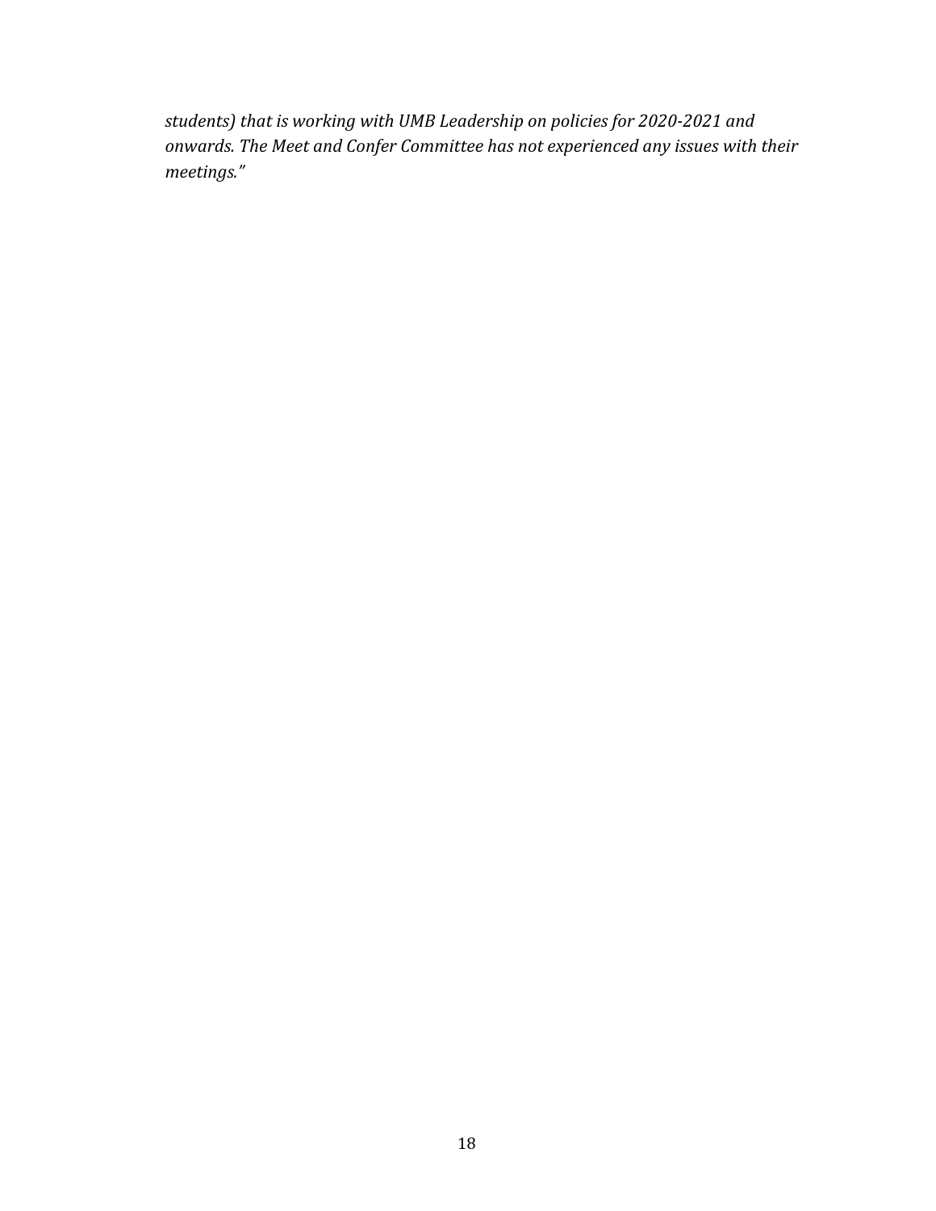*students) that is working with UMB Leadership on policies for 2020-2021 and onwards. The Meet and Confer Committee has not experienced any issues with their meetings."*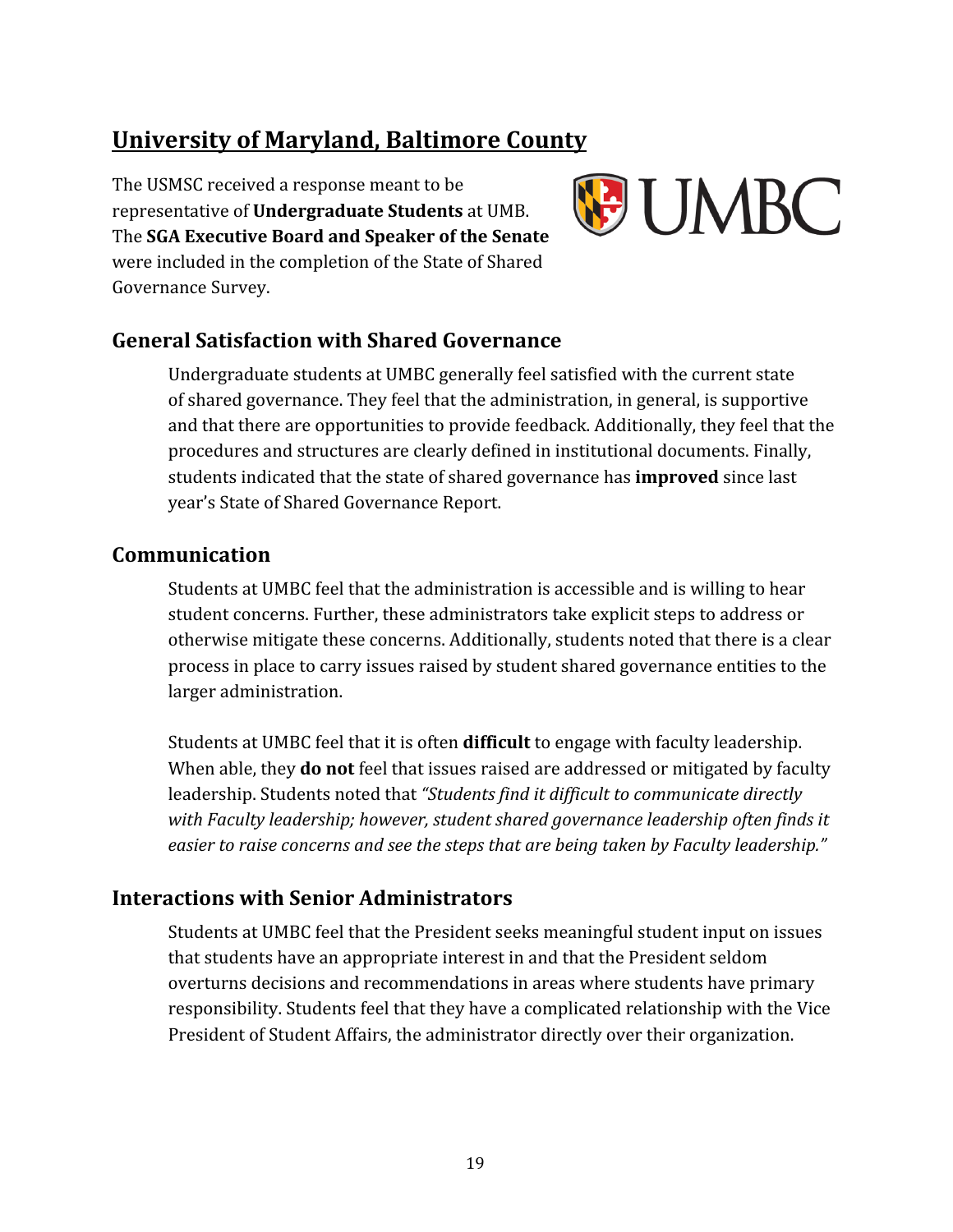## University of Maryland, Baltimore County

The USMSC received a response meant to be representative of **Undergraduate Students** at UMB. The **SGA Executive Board and Speaker of the Senate** were included in the completion of the State of Shared Governance Survey.

### General Satisfaction with Shared Governance

Undergraduate students at UMBC generally feel satisfied with the current state of shared governance. They feel that the administration, in general, is supportive and that there are opportunities to provide feedback. Additionally, they feel that the procedures and structures are clearly defined in institutional documents. Finally, students indicated that the state of shared governance has **improved** since last year's State of Shared Governance Report.

### Communication

Students at UMBC feel that the administration is accessible and is willing to hear student concerns. Further, these administrators take explicit steps to address or otherwise mitigate these concerns. Additionally, students noted that there is a clear process in place to carry issues raised by student shared governance entities to the larger administration.

Students at UMBC feel that it is often **difficult** to engage with faculty leadership. When able, they **do not** feel that issues raised are addressed or mitigated by faculty leadership. Students noted that *"Students find it difficult to communicate directly with Faculty leadership; however, student shared governance leadership often finds it easier to raise concerns and see the steps that are being taken by Faculty leadership."*

### Interactions with Senior Administrators

Students at UMBC feel that the President seeks meaningful student input on issues that students have an appropriate interest in and that the President seldom overturns decisions and recommendations in areas where students have primary responsibility. Students feel that they have a complicated relationship with the Vice President of Student Affairs, the administrator directly over their organization.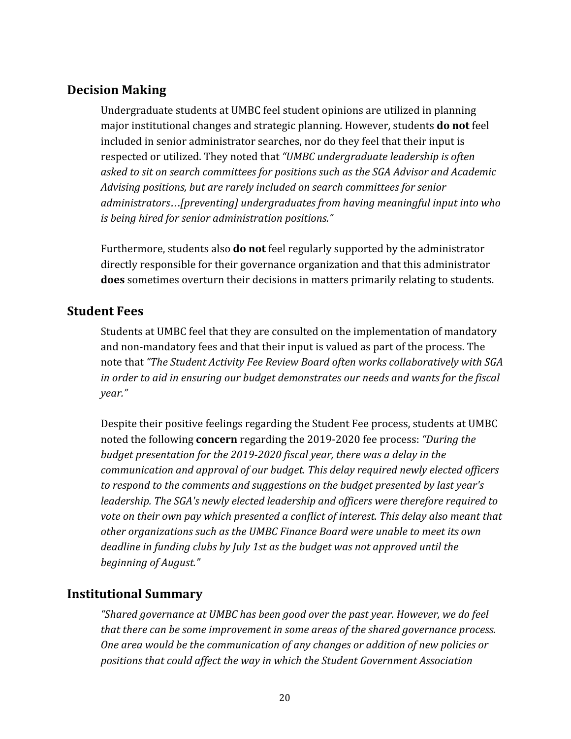## Decision Making

Undergraduate students at UMBC feel student opinions are utilized in planning major institutional changes and strategic planning. However, students **do not** feel included in senior administrator searches, nor do they feel that their input is respected or utilized. They noted that *"UMBC undergraduate leadership is often asked to sit on search committees for positions such as the SGA Advisor and Academic Advising positions, but are rarely included on search committees for senior administrators…[preventing] undergraduates from having meaningful input into who is being hired for senior administration positions."*

Furthermore, students also **do not** feel regularly supported by the administrator directly responsible for their governance organization and that this administrator **does** sometimes overturn their decisions in matters primarily relating to students.

## Student Fees

Students at UMBC feel that they are consulted on the implementation of mandatory and non-mandatory fees and that their input is valued as part of the process. The note that *"The Student Activity Fee Review Board often works collaboratively with SGA in order to aid in ensuring our budget demonstrates our needs and wants for the fiscal year."*

Despite their positive feelings regarding the Student Fee process, students at UMBC noted the following **concern** regarding the 2019-2020 fee process: *"During the budget presentation for the 2019-2020 fiscal year, there was a delay in the communication and approval of our budget. This delay required newly elected officers to respond to the comments and suggestions on the budget presented by last year's leadership. The SGA's newly elected leadership and officers were therefore required to vote on their own pay which presented a conflict of interest. This delay also meant that other organizations such as the UMBC Finance Board were unable to meet its own deadline in funding clubs by July 1st as the budget was not approved until the beginning of August."*

## Institutional Summary

*"Shared governance at UMBC has been good over the past year. However, we do feel that there can be some improvement in some areas of the shared governance process. One area would be the communication of any changes or addition of new policies or positions that could affect the way in which the Student Government Association*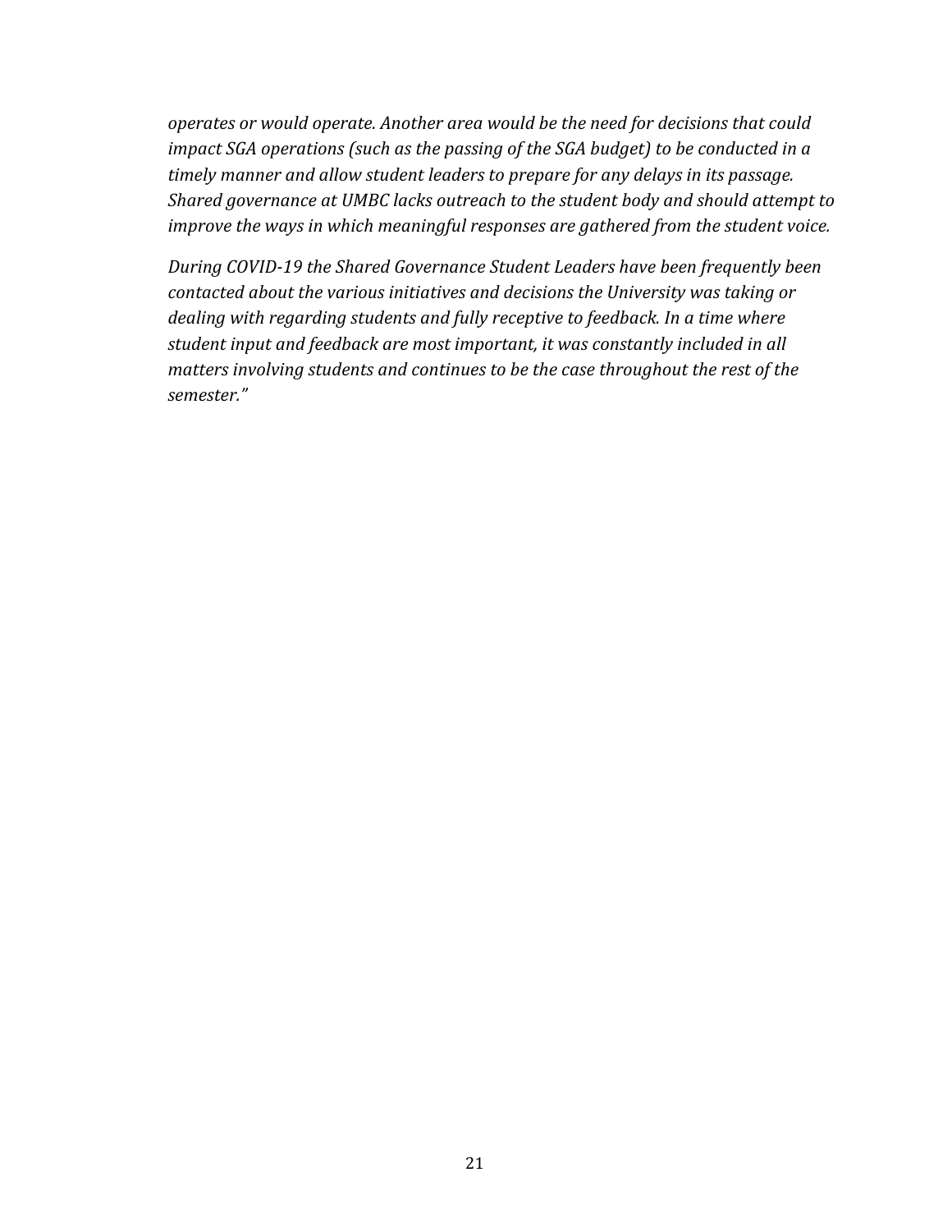*operates or would operate. Another area would be the need for decisions that could impact SGA operations (such as the passing of the SGA budget) to be conducted in a timely manner and allow student leaders to prepare for any delays in its passage. Shared governance at UMBC lacks outreach to the student body and should attempt to improve the ways in which meaningful responses are gathered from the student voice.*

*During COVID-19 the Shared Governance Student Leaders have been frequently been contacted about the various initiatives and decisions the University was taking or dealing with regarding students and fully receptive to feedback. In a time where student input and feedback are most important, it was constantly included in all matters involving students and continues to be the case throughout the rest of the semester."*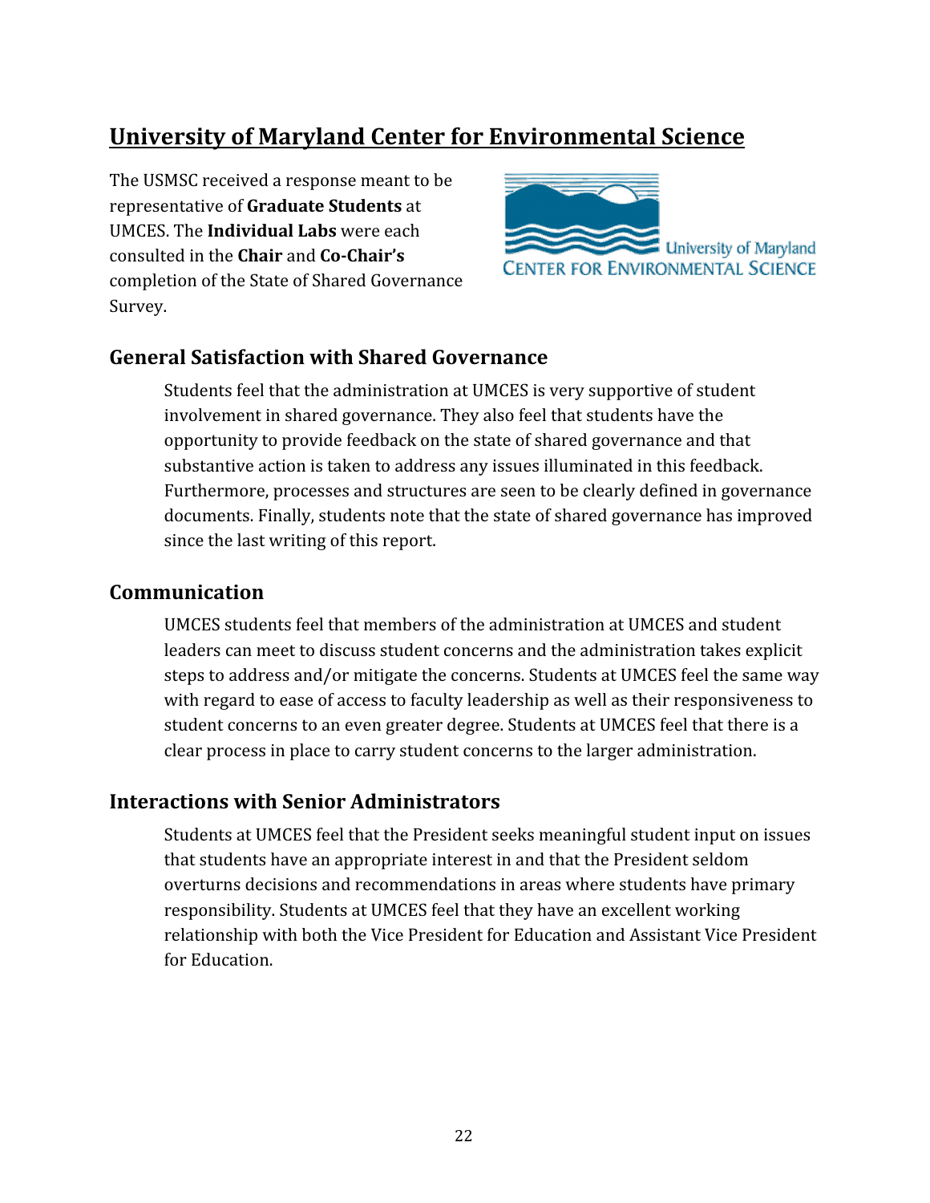## University of Maryland Center for Environmental Science

The USMSC received a response meant to be representative of **Graduate Students** at UMCES. The **Individual Labs** were each consulted in the **Chair** and **Co-Chair's** completion of the State of Shared Governance Survey.

### General Satisfaction with Shared Governance

Students feel that the administration at UMCES is very supportive of student involvement in shared governance. They also feel that students have the opportunity to provide feedback on the state of shared governance and that substantive action is taken to address any issues illuminated in this feedback. Furthermore, processes and structures are seen to be clearly defined in governance documents. Finally, students note that the state of shared governance has improved since the last writing of this report.

### Communication

UMCES students feel that members of the administration at UMCES and student leaders can meet to discuss student concerns and the administration takes explicit steps to address and/or mitigate the concerns. Students at UMCES feel the same way with regard to ease of access to faculty leadership as well as their responsiveness to student concerns to an even greater degree. Students at UMCES feel that there is a clear process in place to carry student concerns to the larger administration.

### Interactions with Senior Administrators

Students at UMCES feel that the President seeks meaningful student input on issues that students have an appropriate interest in and that the President seldom overturns decisions and recommendations in areas where students have primary responsibility. Students at UMCES feel that they have an excellent working relationship with both the Vice President for Education and Assistant Vice President for Education.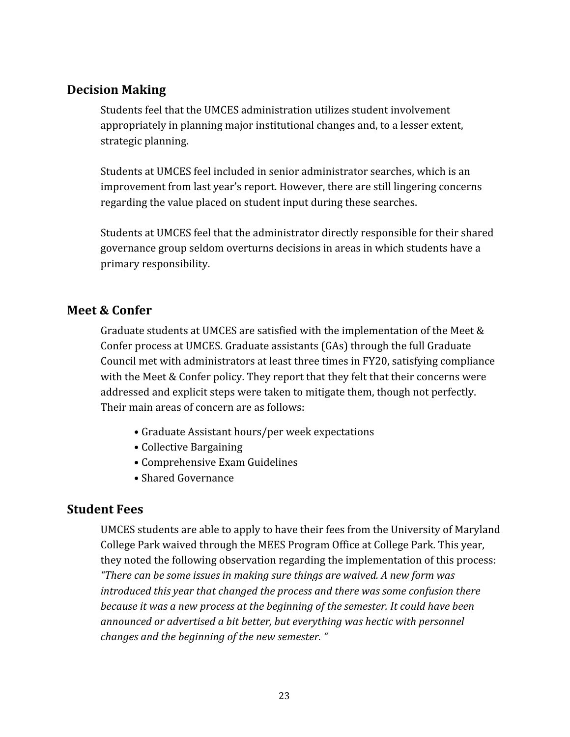## Decision Making

Students feel that the UMCES administration utilizes student involvement appropriately in planning major institutional changes and, to a lesser extent, strategic planning.

Students at UMCES feel included in senior administrator searches, which is an improvement from last year's report. However, there are still lingering concerns regarding the value placed on student input during these searches.

Students at UMCES feel that the administrator directly responsible for their shared governance group seldom overturns decisions in areas in which students have a primary responsibility.

## Meet & Confer

Graduate students at UMCES are satisfied with the implementation of the Meet & Confer process at UMCES. Graduate assistants (GAs) through the full Graduate Council met with administrators at least three times in FY20, satisfying compliance with the Meet & Confer policy. They report that they felt that their concerns were addressed and explicit steps were taken to mitigate them, though not perfectly. Their main areas of concern are as follows:

- Graduate Assistant hours/per week expectations
- Collective Bargaining
- Comprehensive Exam Guidelines
- Shared Governance

## Student Fees

UMCES students are able to apply to have their fees from the University of Maryland College Park waived through the MEES Program Office at College Park. This year, they noted the following observation regarding the implementation of this process: *"There can be some issues in making sure things are waived. A new form was introduced this year that changed the process and there was some confusion there because it was a new process at the beginning of the semester. It could have been announced or advertised a bit better, but everything was hectic with personnel changes and the beginning of the new semester. "*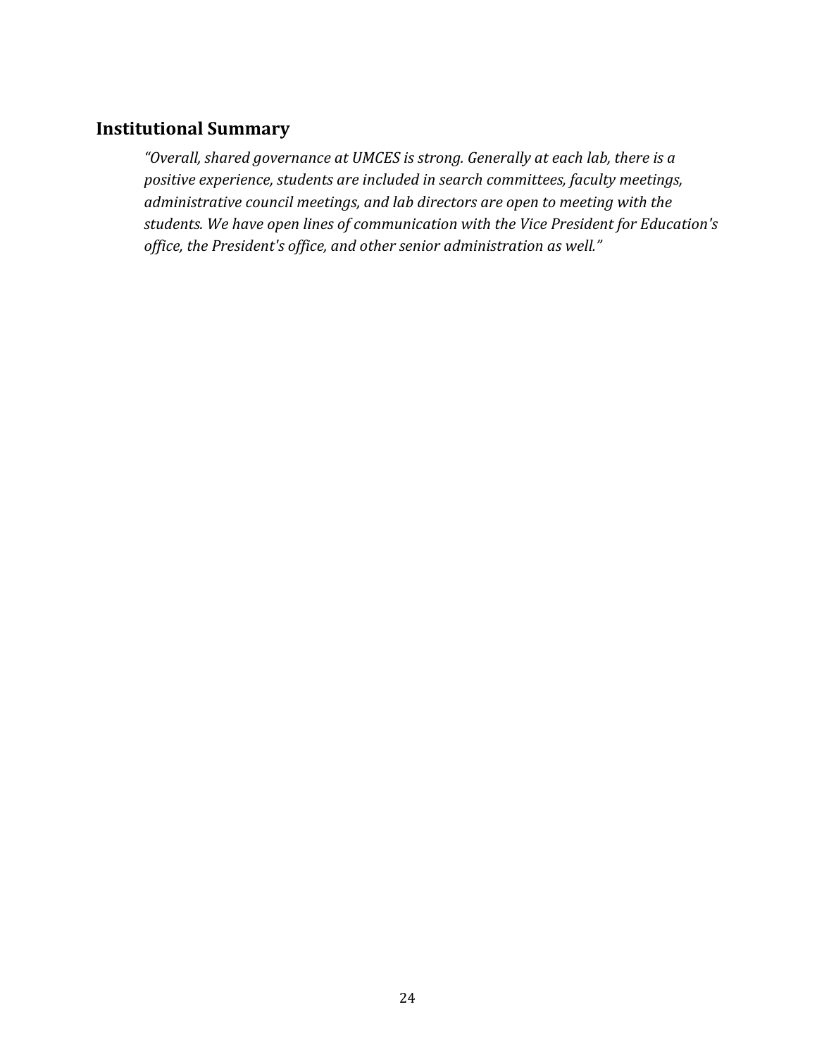## Institutional Summary

*"Overall, shared governance at UMCES is strong. Generally at each lab, there is a positive experience, students are included in search committees, faculty meetings, administrative council meetings, and lab directors are open to meeting with the students. We have open lines of communication with the Vice President for Education's office, the President's office, and other senior administration as well."*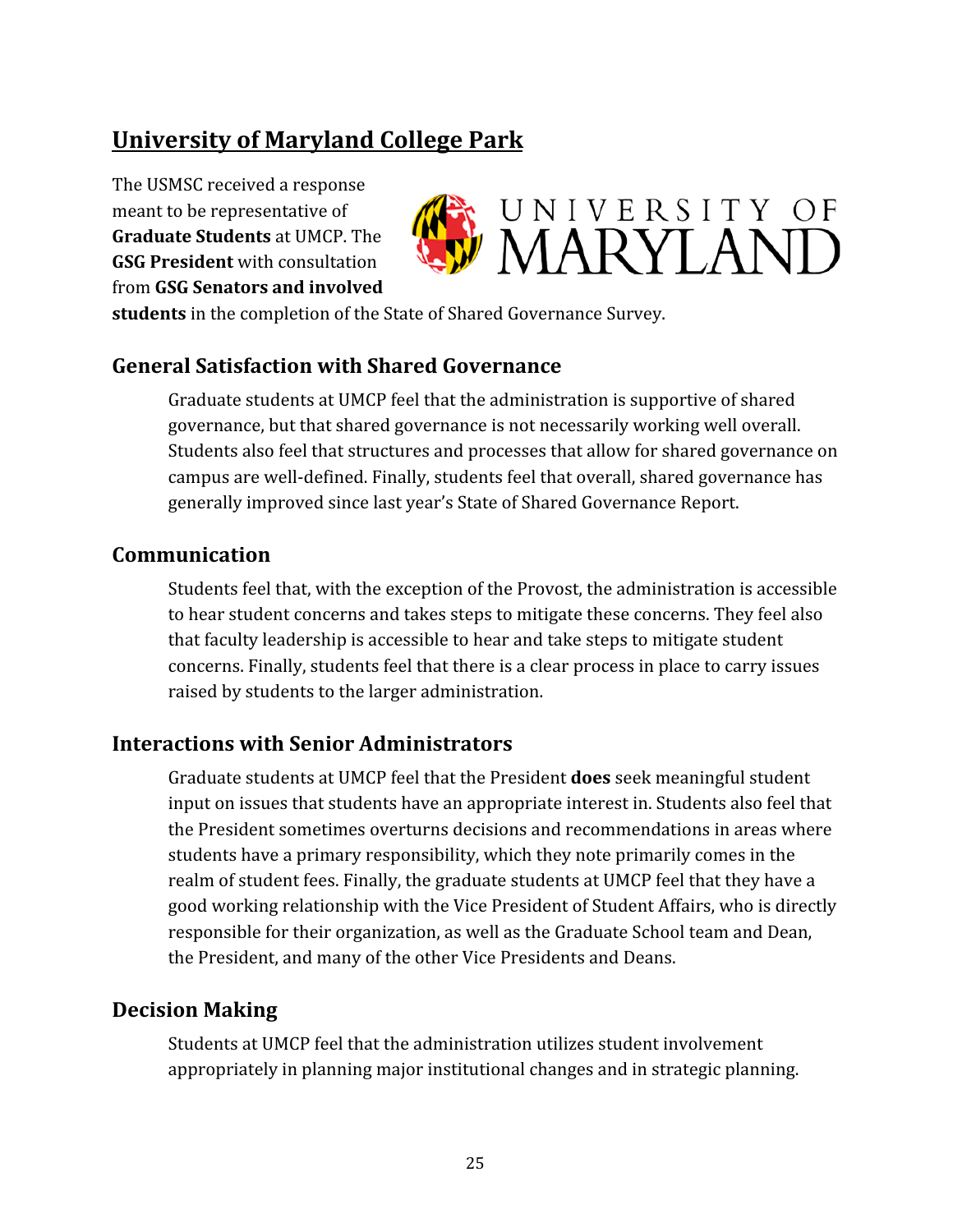## University of Maryland College Park

The USMSC received a response meant to be representative of **Graduate Students** at UMCP. The **GSG President** with consultation from **GSG Senators and involved students** in the completion of the State of Shared Governance Survey.

### General Satisfaction with Shared Governance

Graduate students at UMCP feel that the administration is supportive of shared governance, but that shared governance is not necessarily working well overall. Students also feel that structures and processes that allow for shared governance on campus are well-defined. Finally, students feel that overall, shared governance has generally improved since last year's State of Shared Governance Report.

### Communication

Students feel that, with the exception of the Provost, the administration is accessible to hear student concerns and takes steps to mitigate these concerns. They feel also that faculty leadership is accessible to hear and take steps to mitigate student concerns. Finally, students feel that there is a clear process in place to carry issues raised by students to the larger administration.

### Interactions with Senior Administrators

Graduate students at UMCP feel that the President **does** seek meaningful student input on issues that students have an appropriate interest in. Students also feel that the President sometimes overturns decisions and recommendations in areas where students have a primary responsibility, which they note primarily comes in the realm of student fees. Finally, the graduate students at UMCP feel that they have a good working relationship with the Vice President of Student Affairs, who is directly responsible for their organization, as well as the Graduate School team and Dean, the President, and many of the other Vice Presidents and Deans.

### Decision Making

Students at UMCP feel that the administration utilizes student involvement appropriately in planning major institutional changes and in strategic planning.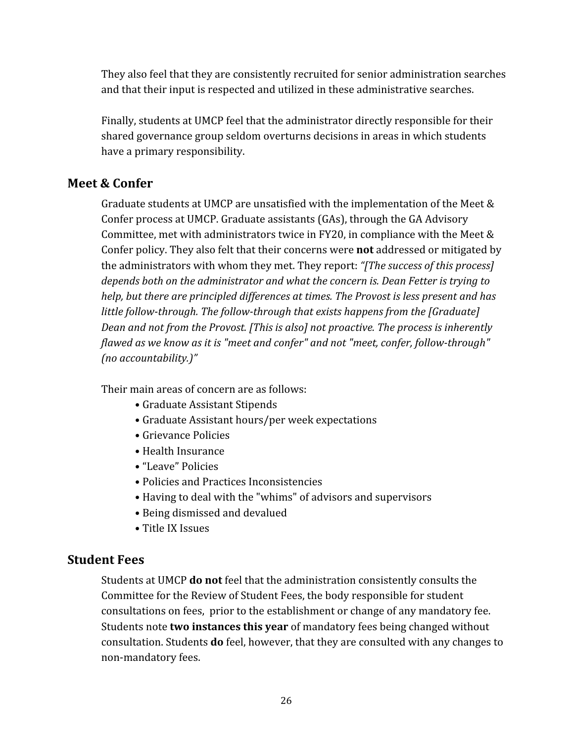They also feel that they are consistently recruited for senior administration searches and that their input is respected and utilized in these administrative searches.

Finally, students at UMCP feel that the administrator directly responsible for their shared governance group seldom overturns decisions in areas in which students have a primary responsibility.

## Meet & Confer

Graduate students at UMCP are unsatisfied with the implementation of the Meet & Confer process at UMCP. Graduate assistants (GAs), through the GA Advisory Committee, met with administrators twice in FY20, in compliance with the Meet & Confer policy. They also felt that their concerns were **not** addressed or mitigated by the administrators with whom they met. They report: *"[The success of this process] depends both on the administrator and what the concern is. Dean Fetter is trying to help, but there are principled differences at times. The Provost is less present and has little follow-through. The follow-through that exists happens from the [Graduate] Dean and not from the Provost. [This is also] not proactive. The process is inherently flawed as we know as it is "meet and confer" and not "meet, confer, follow-through" (no accountability.)"*

Their main areas of concern are as follows:

- Graduate Assistant Stipends
- Graduate Assistant hours/per week expectations
- Grievance Policies
- Health Insurance
- "Leave" Policies
- Policies and Practices Inconsistencies
- Having to deal with the "whims" of advisors and supervisors
- Being dismissed and devalued
- Title IX Issues

## Student Fees

Students at UMCP **do not** feel that the administration consistently consults the Committee for the Review of Student Fees, the body responsible for student consultations on fees, prior to the establishment or change of any mandatory fee. Students note **two instances this year** of mandatory fees being changed without consultation. Students **do** feel, however, that they are consulted with any changes to non-mandatory fees.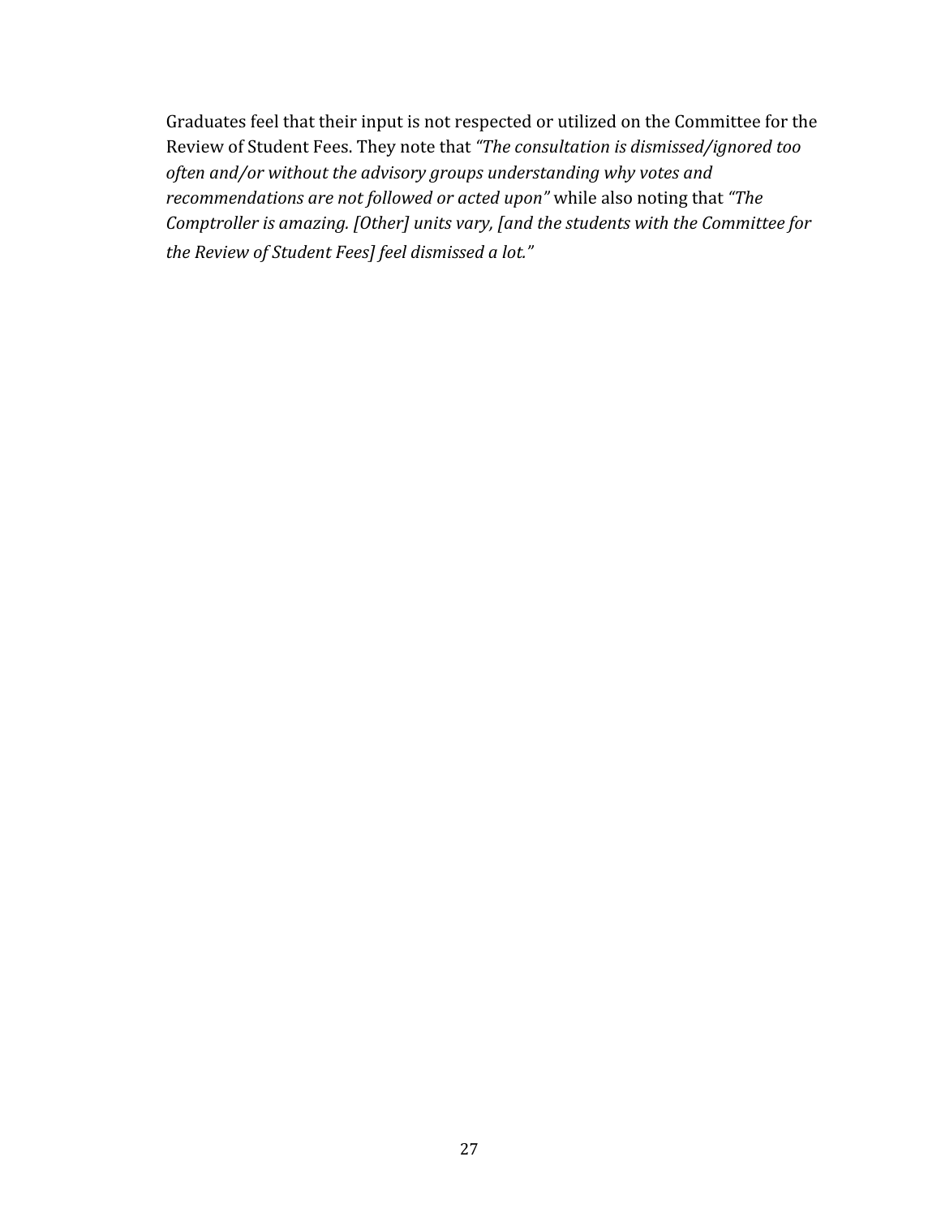Graduates feel that their input is not respected or utilized on the Committee for the Review of Student Fees. They note that *"The consultation is dismissed/ignored too often and/or without the advisory groups understanding why votes and recommendations are not followed or acted upon"* while also noting that *"The Comptroller is amazing. [Other] units vary, [and the students with the Committee for the Review of Student Fees] feel dismissed a lot."*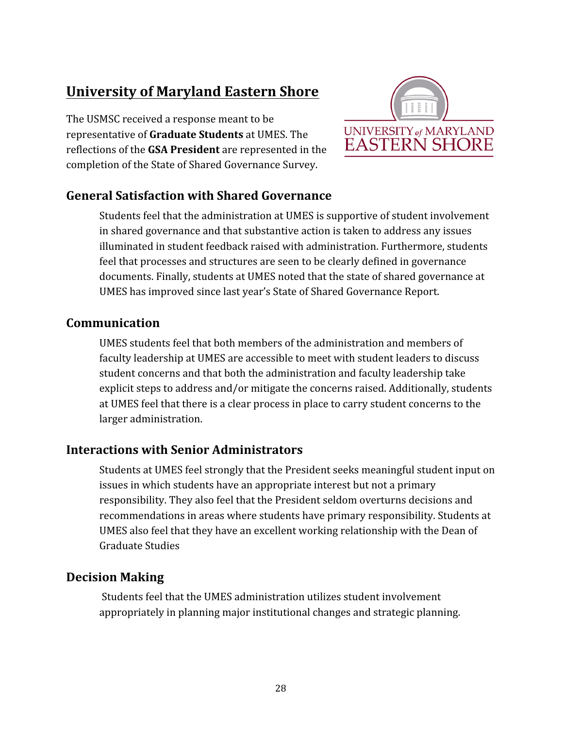## University of Maryland Eastern Shore

The USMSC received a response meant to be representative of **Graduate Students** at UMES. The reflections of the **GSA President** are represented in the completion of the State of Shared Governance Survey.

### General Satisfaction with Shared Governance

Students feel that the administration at UMES is supportive of student involvement in shared governance and that substantive action is taken to address any issues illuminated in student feedback raised with administration. Furthermore, students feel that processes and structures are seen to be clearly defined in governance documents. Finally, students at UMES noted that the state of shared governance at UMES has improved since last year's State of Shared Governance Report.

### Communication

UMES students feel that both members of the administration and members of faculty leadership at UMES are accessible to meet with student leaders to discuss student concerns and that both the administration and faculty leadership take explicit steps to address and/or mitigate the concerns raised. Additionally, students at UMES feel that there is a clear process in place to carry student concerns to the larger administration.

### Interactions with Senior Administrators

Students at UMES feel strongly that the President seeks meaningful student input on issues in which students have an appropriate interest but not a primary responsibility. They also feel that the President seldom overturns decisions and recommendations in areas where students have primary responsibility. Students at UMES also feel that they have an excellent working relationship with the Dean of Graduate Studies

### Decision Making

Students feel that the UMES administration utilizes student involvement appropriately in planning major institutional changes and strategic planning.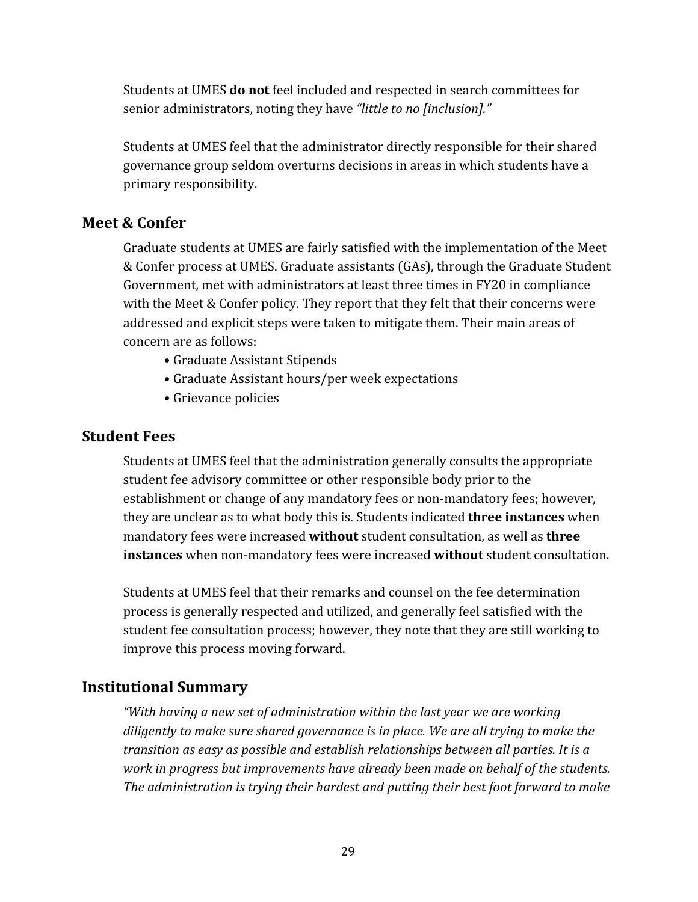Students at UMES **do not** feel included and respected in search committees for senior administrators, noting they have *"little to no [inclusion]."*

Students at UMES feel that the administrator directly responsible for their shared governance group seldom overturns decisions in areas in which students have a primary responsibility.

## Meet & Confer

Graduate students at UMES are fairly satisfied with the implementation of the Meet & Confer process at UMES. Graduate assistants (GAs), through the Graduate Student Government, met with administrators at least three times in FY20 in compliance with the Meet & Confer policy. They report that they felt that their concerns were addressed and explicit steps were taken to mitigate them. Their main areas of concern are as follows:

- Graduate Assistant Stipends
- Graduate Assistant hours/per week expectations
- Grievance policies

## Student Fees

Students at UMES feel that the administration generally consults the appropriate student fee advisory committee or other responsible body prior to the establishment or change of any mandatory fees or non-mandatory fees; however, they are unclear as to what body this is. Students indicated **three instances** when mandatory fees were increased **without** student consultation, as well as **three instances** when non-mandatory fees were increased **without** student consultation.

Students at UMES feel that their remarks and counsel on the fee determination process is generally respected and utilized, and generally feel satisfied with the student fee consultation process; however, they note that they are still working to improve this process moving forward.

## Institutional Summary

*"With having a new set of administration within the last year we are working diligently to make sure shared governance is in place. We are all trying to make the transition as easy as possible and establish relationships between all parties. It is a work in progress but improvements have already been made on behalf of the students. The administration is trying their hardest and putting their best foot forward to make*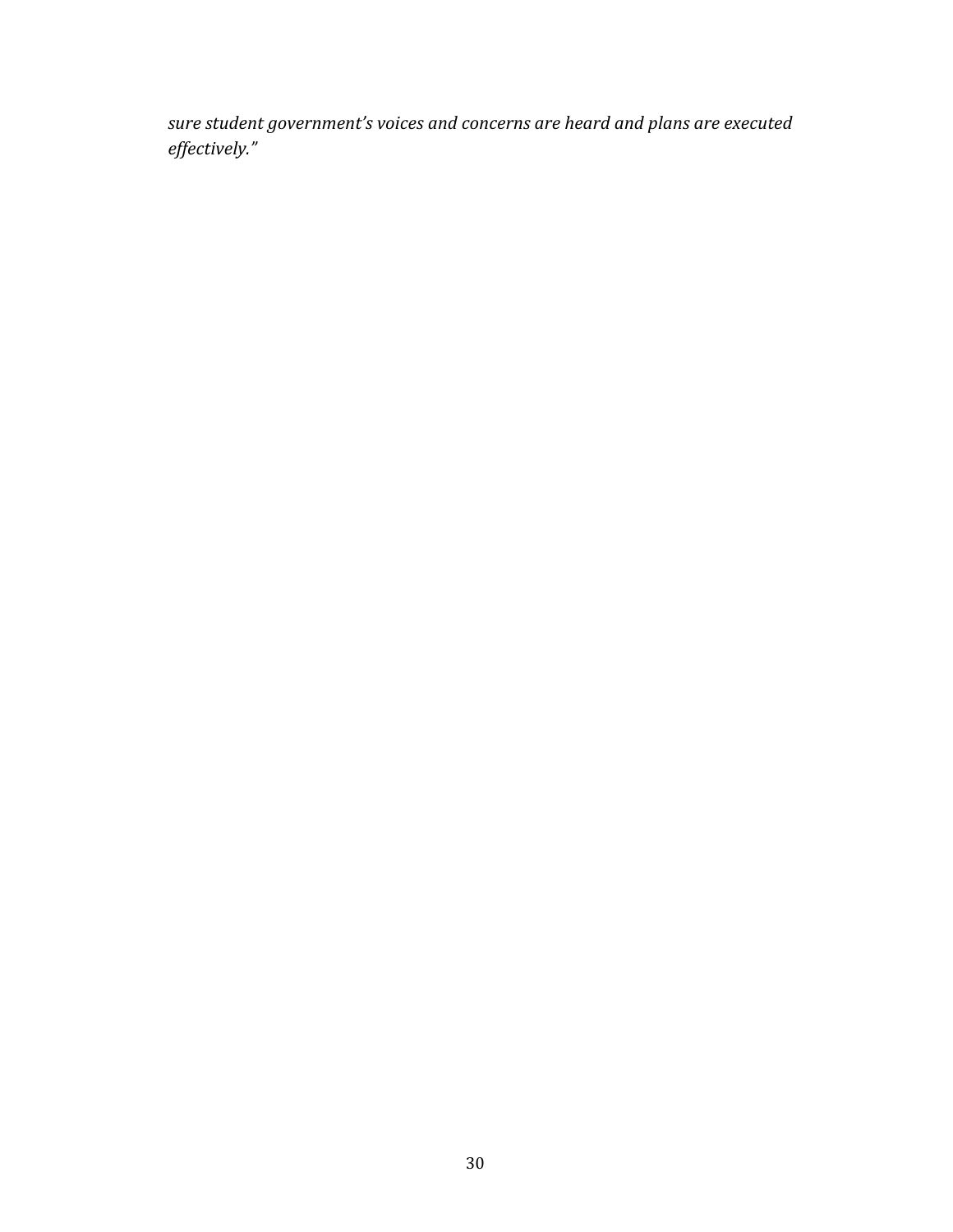*sure student government's voices and concerns are heard and plans are executed effectively."*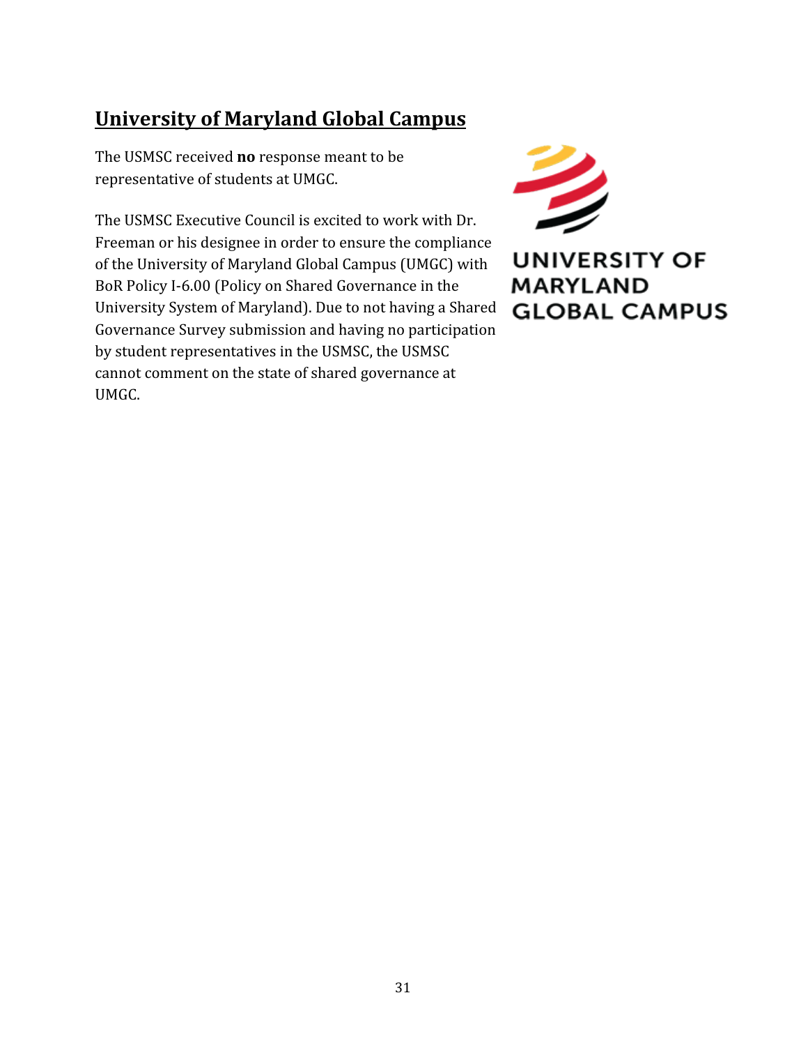## University of Maryland Global Campus

The USMSC received **no** response meant to be representative of students at UMGC.

The USMSC Executive Council is excited to work with Dr. Freeman or his designee in order to ensure the compliance of the University of Maryland Global Campus (UMGC) with BoR Policy I-6.00 (Policy on Shared Governance in the University System of Maryland). Due to not having a Shared Governance Survey submission and having no participation by student representatives in the USMSC, the USMSC cannot comment on the state of shared governance at UMGC.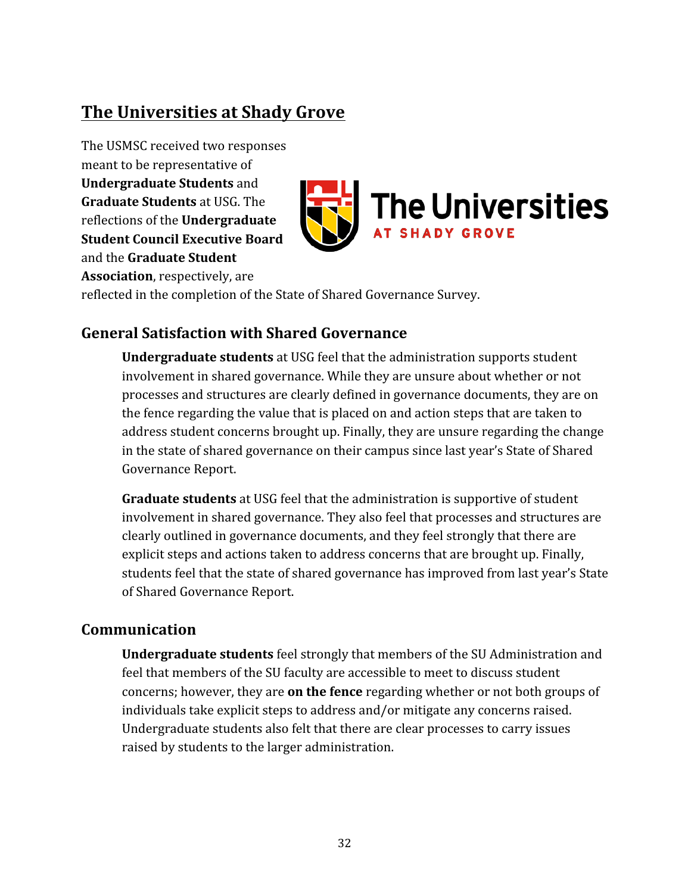## The Universities at Shady Grove

The USMSC received two responses meant to be representative of **Undergraduate Students** and **Graduate Students** at USG. The reflections of the **Undergraduate Student Council Executive Board** and the **Graduate Student Association**, respectively, are reflected in the completion of the State of Shared Governance Survey.

### General Satisfaction with Shared Governance

**Undergraduate students** at USG feel that the administration supports student involvement in shared governance. While they are unsure about whether or not processes and structures are clearly defined in governance documents, they are on the fence regarding the value that is placed on and action steps that are taken to address student concerns brought up. Finally, they are unsure regarding the change in the state of shared governance on their campus since last year's State of Shared Governance Report.

**Graduate students** at USG feel that the administration is supportive of student involvement in shared governance. They also feel that processes and structures are clearly outlined in governance documents, and they feel strongly that there are explicit steps and actions taken to address concerns that are brought up. Finally, students feel that the state of shared governance has improved from last year's State of Shared Governance Report.

### Communication

**Undergraduate students** feel strongly that members of the SU Administration and feel that members of the SU faculty are accessible to meet to discuss student concerns; however, they are **on the fence** regarding whether or not both groups of individuals take explicit steps to address and/or mitigate any concerns raised. Undergraduate students also felt that there are clear processes to carry issues raised by students to the larger administration.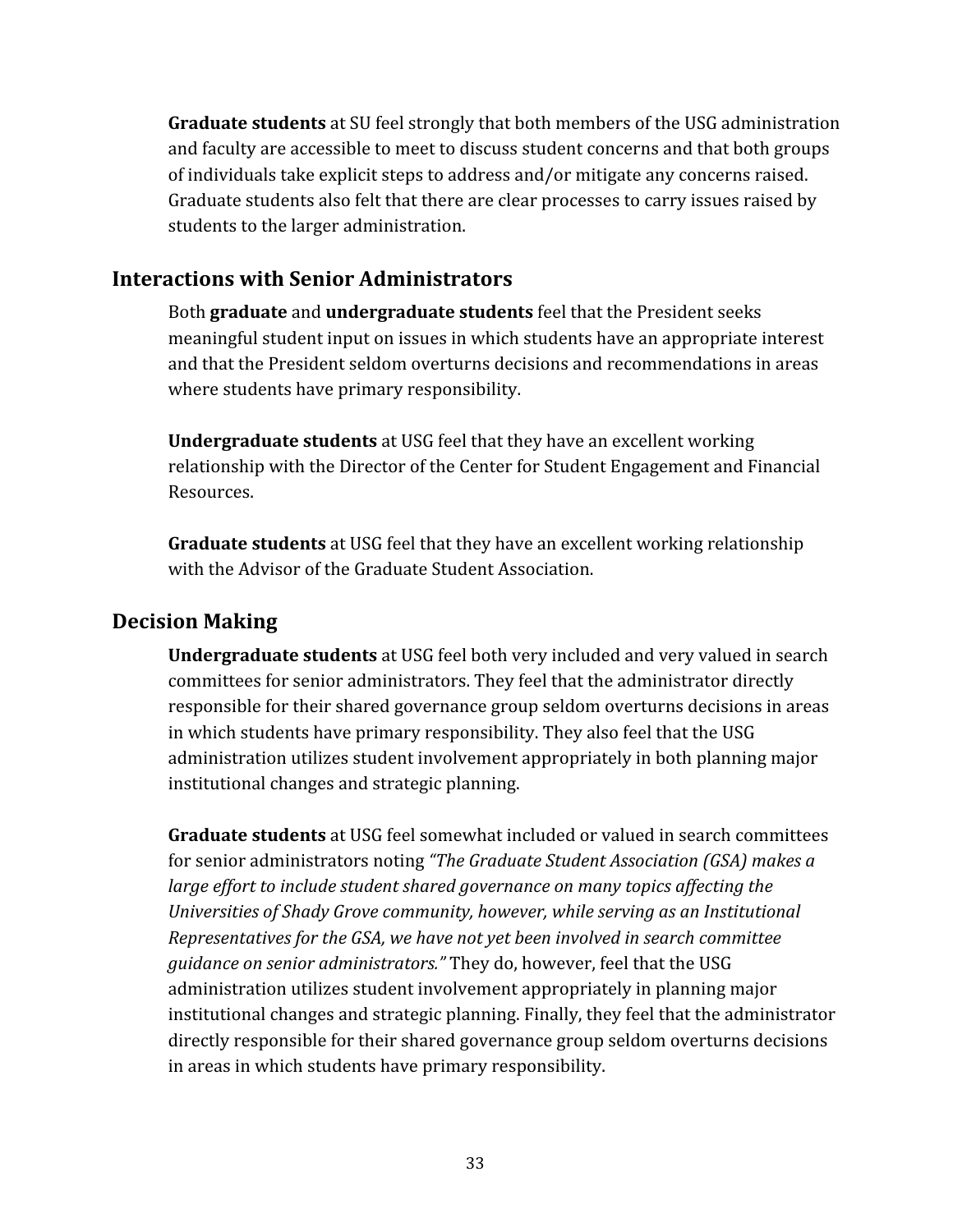**Graduate students** at SU feel strongly that both members of the USG administration and faculty are accessible to meet to discuss student concerns and that both groups of individuals take explicit steps to address and/or mitigate any concerns raised. Graduate students also felt that there are clear processes to carry issues raised by students to the larger administration.

## Interactions with Senior Administrators

Both **graduate** and **undergraduate students** feel that the President seeks meaningful student input on issues in which students have an appropriate interest and that the President seldom overturns decisions and recommendations in areas where students have primary responsibility.

**Undergraduate students** at USG feel that they have an excellent working relationship with the Director of the Center for Student Engagement and Financial Resources.

**Graduate students** at USG feel that they have an excellent working relationship with the Advisor of the Graduate Student Association.

## Decision Making

**Undergraduate students** at USG feel both very included and very valued in search committees for senior administrators. They feel that the administrator directly responsible for their shared governance group seldom overturns decisions in areas in which students have primary responsibility. They also feel that the USG administration utilizes student involvement appropriately in both planning major institutional changes and strategic planning.

**Graduate students** at USG feel somewhat included or valued in search committees for senior administrators noting *"The Graduate Student Association (GSA) makes a large effort to include student shared governance on many topics affecting the Universities of Shady Grove community, however, while serving as an Institutional Representatives for the GSA, we have not yet been involved in search committee guidance on senior administrators."* They do, however, feel that the USG administration utilizes student involvement appropriately in planning major institutional changes and strategic planning. Finally, they feel that the administrator directly responsible for their shared governance group seldom overturns decisions in areas in which students have primary responsibility.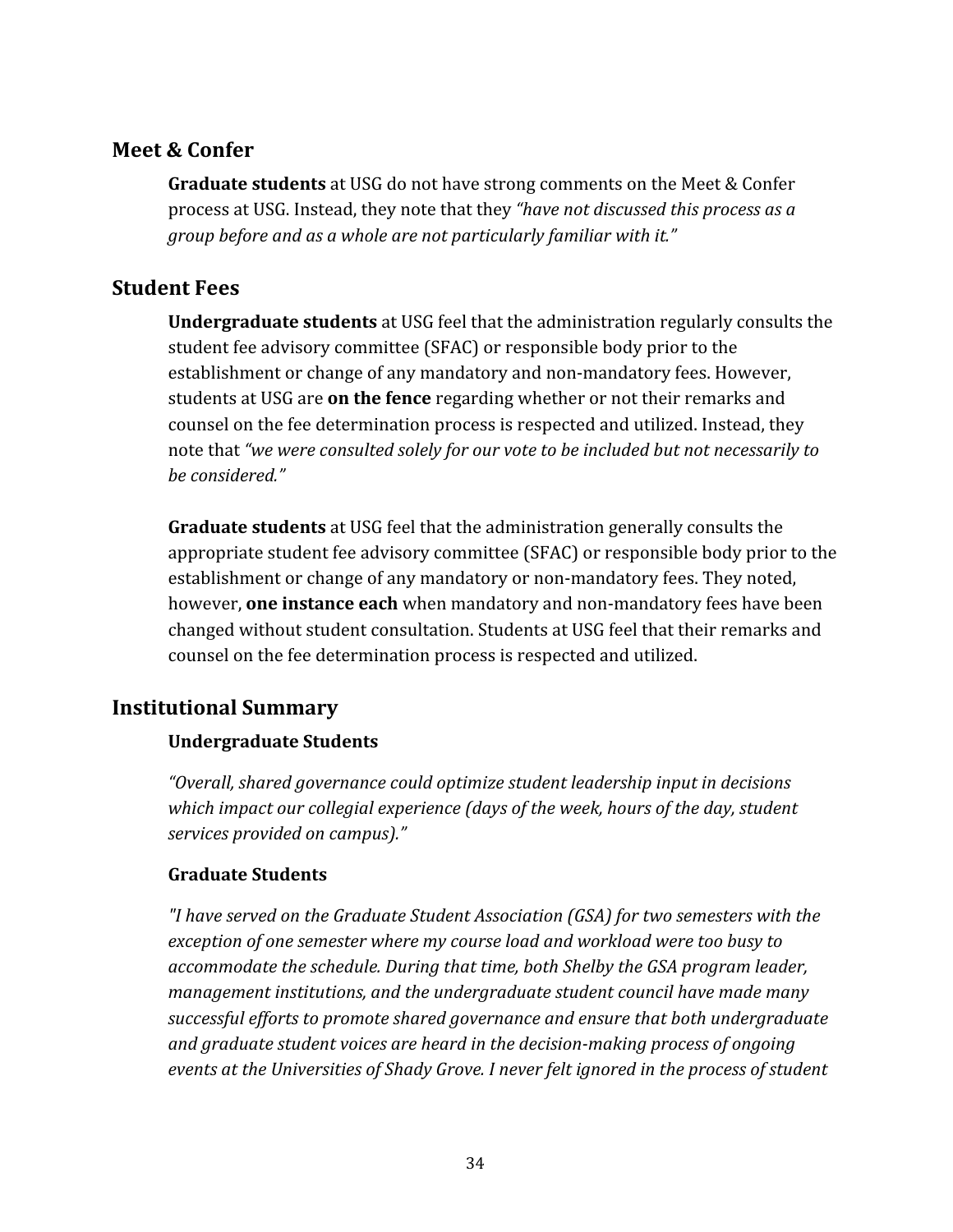## Meet & Confer

**Graduate students** at USG do not have strong comments on the Meet & Confer process at USG. Instead, they note that they *"have not discussed this process as a group before and as a whole are not particularly familiar with it."*

## Student Fees

**Undergraduate students** at USG feel that the administration regularly consults the student fee advisory committee (SFAC) or responsible body prior to the establishment or change of any mandatory and non-mandatory fees. However, students at USG are **on the fence** regarding whether or not their remarks and counsel on the fee determination process is respected and utilized. Instead, they note that *"we were consulted solely for our vote to be included but not necessarily to be considered."*

**Graduate students** at USG feel that the administration generally consults the appropriate student fee advisory committee (SFAC) or responsible body prior to the establishment or change of any mandatory or non-mandatory fees. They noted, however, **one instance each** when mandatory and non-mandatory fees have been changed without student consultation. Students at USG feel that their remarks and counsel on the fee determination process is respected and utilized.

## Institutional Summary

### Undergraduate Students

*"Overall, shared governance could optimize student leadership input in decisions which impact our collegial experience (days of the week, hours of the day, student services provided on campus)."*

### Graduate Students

*"I have served on the Graduate Student Association (GSA) for two semesters with the exception of one semester where my course load and workload were too busy to accommodate the schedule. During that time, both Shelby the GSA program leader, management institutions, and the undergraduate student council have made many successful efforts to promote shared governance and ensure that both undergraduate and graduate student voices are heard in the decision-making process of ongoing events at the Universities of Shady Grove. I never felt ignored in the process of student*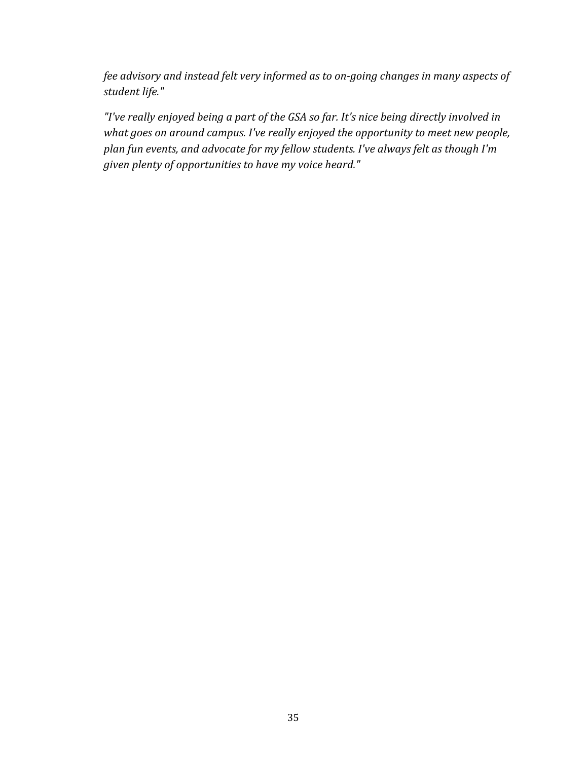*fee advisory and instead felt very informed as to on-going changes in many aspects of student life."*

*"I've really enjoyed being a part of the GSA so far. It's nice being directly involved in what goes on around campus. I've really enjoyed the opportunity to meet new people, plan fun events, and advocate for my fellow students. I've always felt as though I'm given plenty of opportunities to have my voice heard."*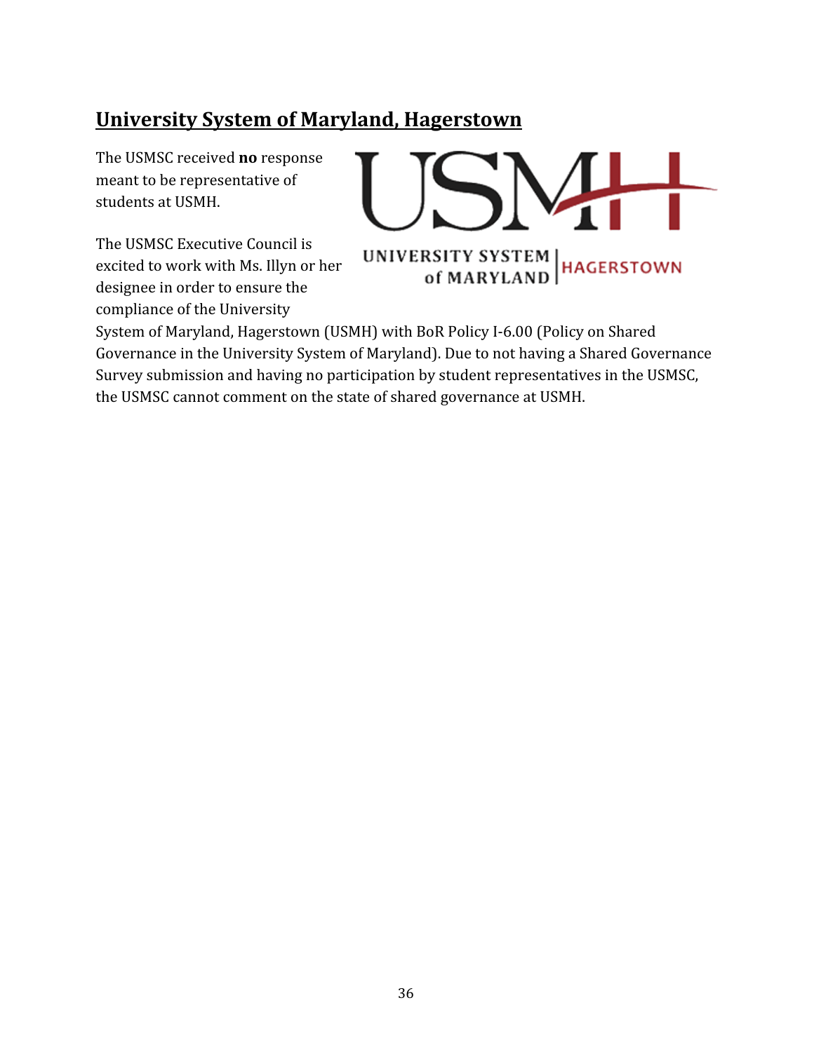## University System of Maryland, Hagerstown

The USMSC received **no** response meant to be representative of students at USMH.

The USMSC Executive Council is excited to work with Ms. Illyn or her designee in order to ensure the compliance of the University System of Maryland, Hagerstown (USMH) with BoR Policy I-6.00 (Policy on Shared Governance in the University System of Maryland). Due to not having a Shared Governance Survey submission and having no participation by student representatives in the USMSC, the USMSC cannot comment on the state of shared governance at USMH.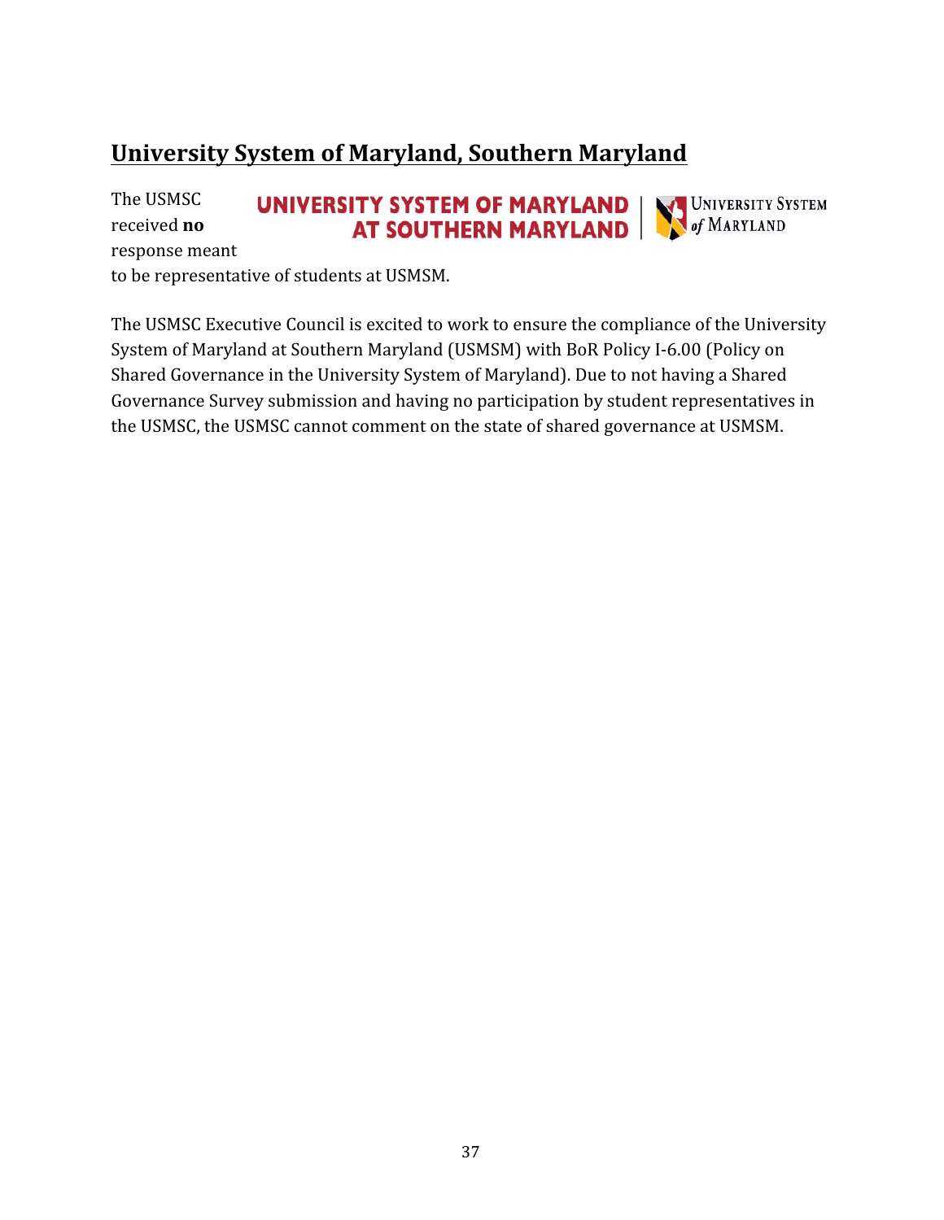## University System of Maryland, Southern Maryland

The USMSC received **no** response meant to be representative of students at USMSM.

The USMSC Executive Council is excited to work to ensure the compliance of the University System of Maryland at Southern Maryland (USMSM) with BoR Policy I-6.00 (Policy on Shared Governance in the University System of Maryland). Due to not having a Shared Governance Survey submission and having no participation by student representatives in the USMSC, the USMSC cannot comment on the state of shared governance at USMSM.